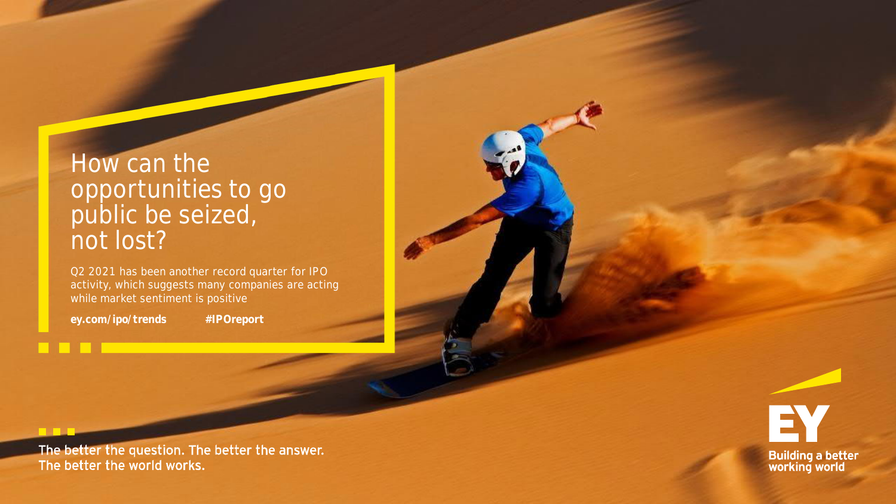# How can the opportunities to go public be seized, not lost?

Q2 2021 has been another record quarter for IPO activity, which suggests many companies are acting while market sentiment is positive

**ey.com/ipo/trends** **#IPOreport**

The better the question. The better the answer.
The better the world works.

EY
Building a better working world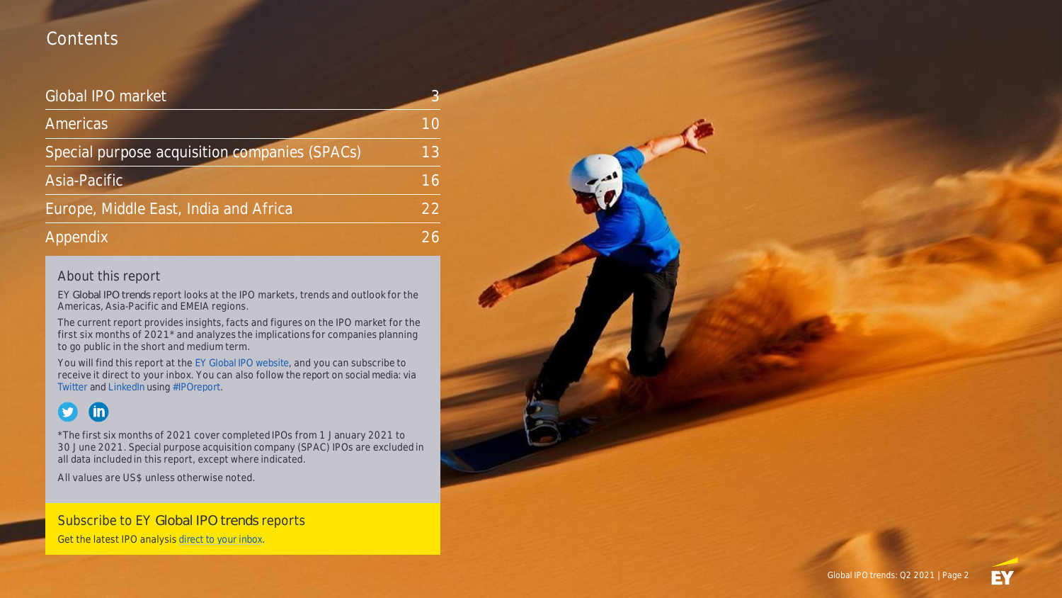# Contents

| | |
|---|---|
| Global IPO market | 3 |
| Americas | 10 |
| Special purpose acquisition companies (SPACs) | 13 |
| Asia-Pacific | 16 |
| Europe, Middle East, India and Africa | 22 |
| Appendix | 26 |

## About this report

EY *Global IPO trends* report looks at the IPO markets, trends and outlook for the Americas, Asia-Pacific and EMEIA regions.

The current report provides insights, facts and figures on the IPO market for the first six months of 2021* and analyzes the implications for companies planning to go public in the short and medium term.

You will find this report at the EY Global IPO website, and you can subscribe to receive it direct to your inbox. You can also follow the report on social media: via Twitter and LinkedIn using #IPOreport.

*The first six months of 2021 cover completed IPOs from 1 January 2021 to 30 June 2021. Special purpose acquisition company (SPAC) IPOs are excluded in all data included in this report, except where indicated.

All values are US$ unless otherwise noted.

## Subscribe to EY *Global IPO trends* reports

Get the latest IPO analysis direct to your inbox.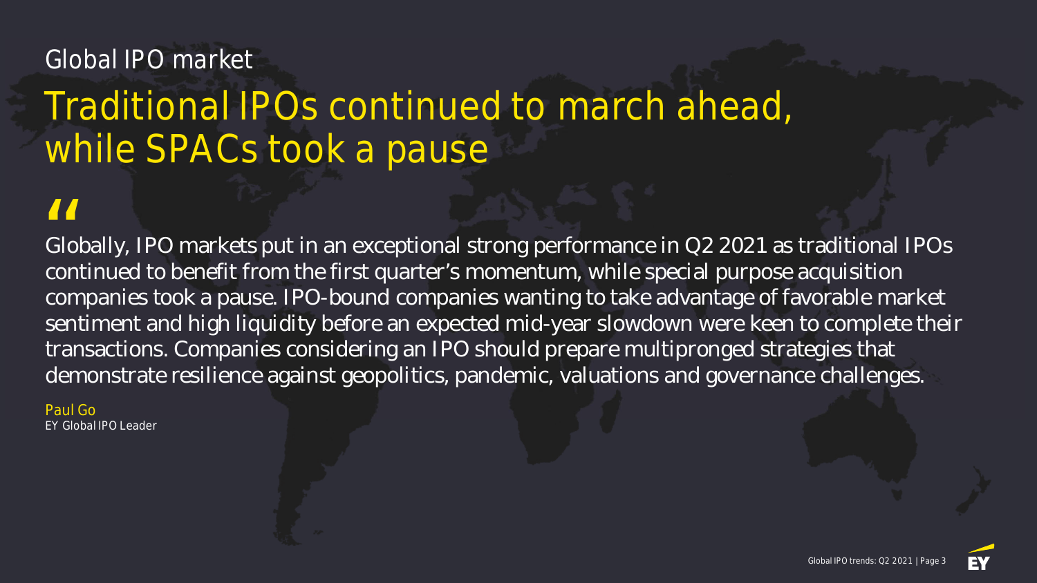## Global IPO market

# Traditional IPOs continued to march ahead, while SPACs took a pause

> "Globally, IPO markets put in an exceptional strong performance in Q2 2021 as traditional IPOs continued to benefit from the first quarter's momentum, while special purpose acquisition companies took a pause. IPO-bound companies wanting to take advantage of favorable market sentiment and high liquidity before an expected mid-year slowdown were keen to complete their transactions. Companies considering an IPO should prepare multipronged strategies that demonstrate resilience against geopolitics, pandemic, valuations and governance challenges.

Paul Go
EY Global IPO Leader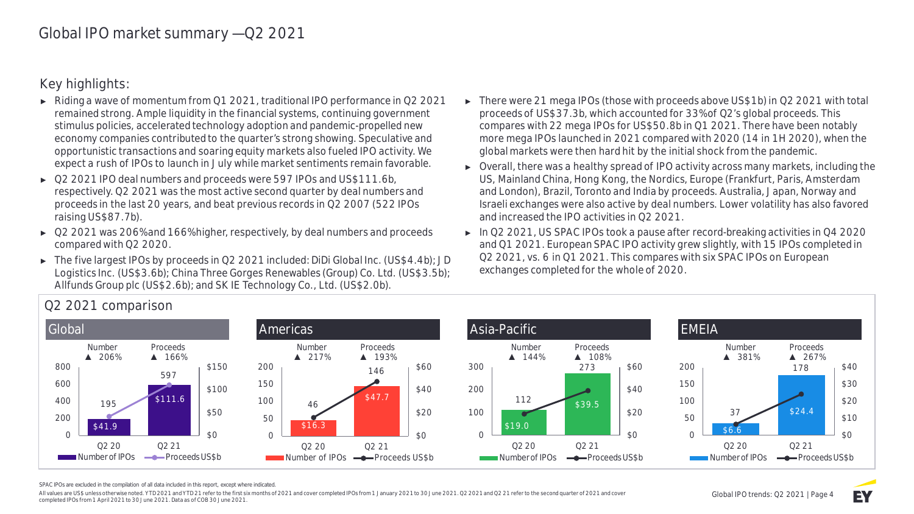# Global IPO market summary —Q2 2021

## Key highlights:

- Riding a wave of momentum from Q1 2021, traditional IPO performance in Q2 2021 remained strong. Ample liquidity in the financial systems, continuing government stimulus policies, accelerated technology adoption and pandemic-propelled new economy companies contributed to the quarter's strong showing. Speculative and opportunistic transactions and soaring equity markets also fueled IPO activity. We expect a rush of IPOs to launch in July while market sentiments remain favorable.
- Q2 2021 IPO deal numbers and proceeds were 597 IPOs and US$111.6b, respectively. Q2 2021 was the most active second quarter by deal numbers and proceeds in the last 20 years, and beat previous records in Q2 2007 (522 IPOs raising US$87.7b).
- Q2 2021 was 206% and 166% higher, respectively, by deal numbers and proceeds compared with Q2 2020.
- The five largest IPOs by proceeds in Q2 2021 included: DiDi Global Inc. (US$4.4b); JD Logistics Inc. (US$3.6b); China Three Gorges Renewables (Group) Co. Ltd. (US$3.5b); Allfunds Group plc (US$2.6b); and SK IE Technology Co., Ltd. (US$2.0b).
- There were 21 mega IPOs (those with proceeds above US$1b) in Q2 2021 with total proceeds of US$37.3b, which accounted for 33% of Q2's global proceeds. This compares with 22 mega IPOs for US$50.8b in Q1 2021. There have been notably more mega IPOs launched in 2021 compared with 2020 (14 in 1H 2020), when the global markets were then hard hit by the initial shock from the pandemic.
- Overall, there was a healthy spread of IPO activity across many markets, including the US, Mainland China, Hong Kong, the Nordics, Europe (Frankfurt, Paris, Amsterdam and London), Brazil, Toronto and India by proceeds. Australia, Japan, Norway and Israeli exchanges were also active by deal numbers. Lower volatility has also favored and increased the IPO activities in Q2 2021.
- In Q2 2021, US SPAC IPOs took a pause after record-breaking activities in Q4 2020 and Q1 2021. European SPAC IPO activity grew slightly, with 15 IPOs completed in Q2 2021, vs. 6 in Q1 2021. This compares with six SPAC IPOs on European exchanges completed for the whole of 2020.

## Q2 2021 comparison

| Region | Number of IPOs Q2 20 | Number of IPOs Q2 21 | Number change | Proceeds US$b Q2 20 | Proceeds US$b Q2 21 | Proceeds change |
|---|---|---|---|---|---|---|
| Global | 195 | 597 | ▲ 206% | $41.9 | $111.6 | ▲ 166% |
| Americas | 46 | 146 | ▲ 217% | $16.3 | $47.7 | ▲ 193% |
| Asia-Pacific | 112 | 273 | ▲ 144% | $19.0 | $39.5 | ▲ 108% |
| EMEIA | 37 | 178 | ▲ 381% | $6.6 | $24.4 | ▲ 267% |

SPAC IPOs are excluded in the compilation of all data included in this report, except where indicated.

All values are US$ unless otherwise noted. YTD 2021 and YTD 21 refer to the first six months of 2021 and cover completed IPOs from 1 January 2021 to 30 June 2021. Q2 2021 and Q2 21 refer to the second quarter of 2021 and cover completed IPOs from 1 April 2021 to 30 June 2021. Data as of COB 30 June 2021.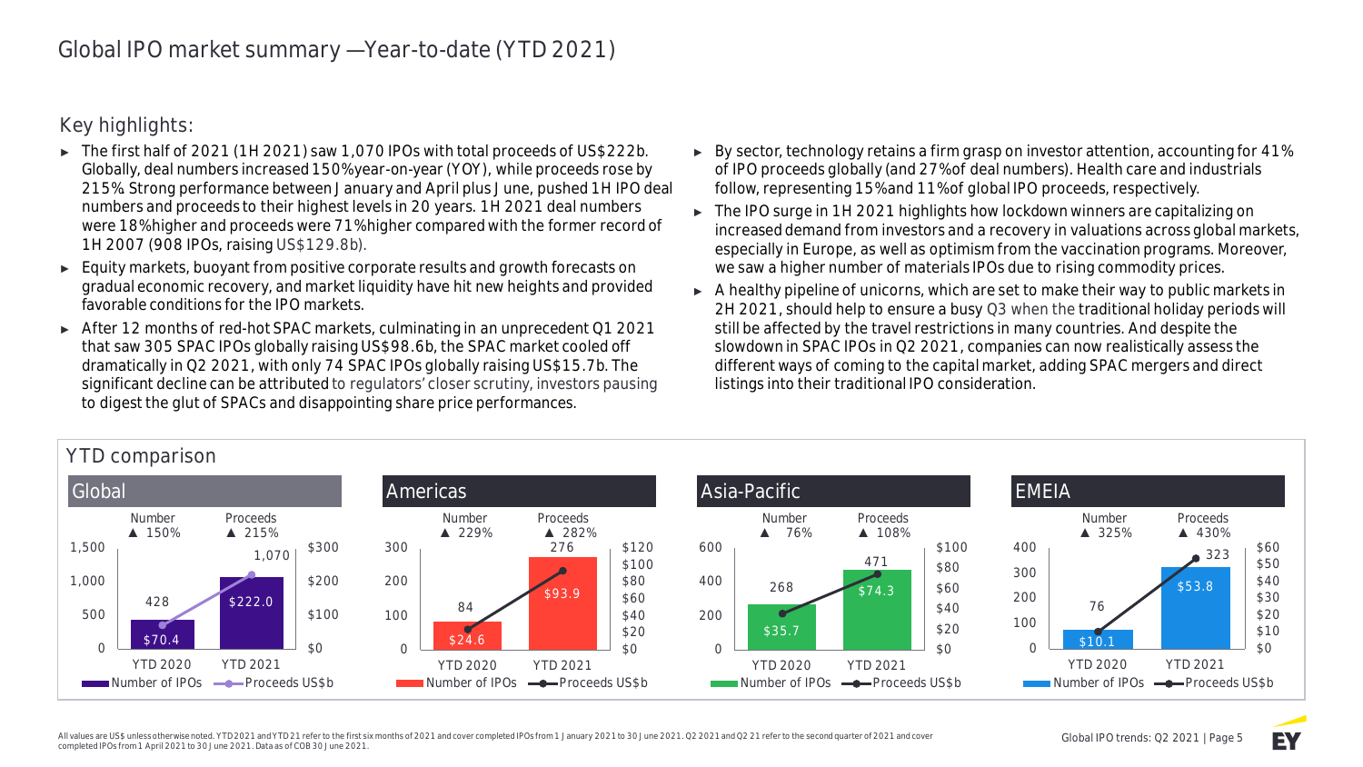# Global IPO market summary —Year-to-date (YTD 2021)

## Key highlights:

- The first half of 2021 (1H 2021) saw 1,070 IPOs with total proceeds of US$222b. Globally, deal numbers increased 150% year-on-year (YOY), while proceeds rose by 215%. Strong performance between January and April plus June, pushed 1H IPO deal numbers and proceeds to their highest levels in 20 years. 1H 2021 deal numbers were 18% higher and proceeds were 71% higher compared with the former record of 1H 2007 (908 IPOs, raising US$129.8b).
- Equity markets, buoyant from positive corporate results and growth forecasts on gradual economic recovery, and market liquidity have hit new heights and provided favorable conditions for the IPO markets.
- After 12 months of red-hot SPAC markets, culminating in an unprecedent Q1 2021 that saw 305 SPAC IPOs globally raising US$98.6b, the SPAC market cooled off dramatically in Q2 2021, with only 74 SPAC IPOs globally raising US$15.7b. The significant decline can be attributed to regulators' closer scrutiny, investors pausing to digest the glut of SPACs and disappointing share price performances.
- By sector, technology retains a firm grasp on investor attention, accounting for 41% of IPO proceeds globally (and 27% of deal numbers). Health care and industrials follow, representing 15% and 11% of global IPO proceeds, respectively.
- The IPO surge in 1H 2021 highlights how lockdown winners are capitalizing on increased demand from investors and a recovery in valuations across global markets, especially in Europe, as well as optimism from the vaccination programs. Moreover, we saw a higher number of materials IPOs due to rising commodity prices.
- A healthy pipeline of unicorns, which are set to make their way to public markets in 2H 2021, should help to ensure a busy Q3 when the traditional holiday periods will still be affected by the travel restrictions in many countries. And despite the slowdown in SPAC IPOs in Q2 2021, companies can now realistically assess the different ways of coming to the capital market, adding SPAC mergers and direct listings into their traditional IPO consideration.

## YTD comparison

| Region | Number of IPOs YTD 2020 | Number of IPOs YTD 2021 | Number change | Proceeds US$b YTD 2020 | Proceeds US$b YTD 2021 | Proceeds change |
|---|---|---|---|---|---|---|
| Global | 428 | 1,070 | ▲ 150% | $70.4 | $222.0 | ▲ 215% |
| Americas | 84 | 276 | ▲ 229% | $24.6 | $93.9 | ▲ 282% |
| Asia-Pacific | 268 | 471 | ▲ 76% | $35.7 | $74.3 | ▲ 108% |
| EMEIA | 76 | 323 | ▲ 325% | $10.1 | $53.8 | ▲ 430% |

All values are US$ unless otherwise noted. YTD 2021 and YTD 21 refer to the first six months of 2021 and cover completed IPOs from 1 January 2021 to 30 June 2021. Q2 2021 and Q2 21 refer to the second quarter of 2021 and cover completed IPOs from 1 April 2021 to 30 June 2021. Data as of COB 30 June 2021.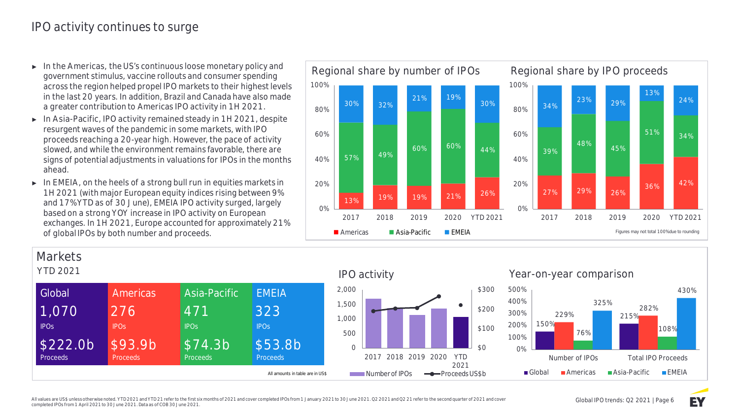# IPO activity continues to surge

- In the Americas, the US's continuous loose monetary policy and government stimulus, vaccine rollouts and consumer spending across the region helped propel IPO markets to their highest levels in the last 20 years. In addition, Brazil and Canada have also made a greater contribution to Americas IPO activity in 1H 2021.
- In Asia-Pacific, IPO activity remained steady in 1H 2021, despite resurgent waves of the pandemic in some markets, with IPO proceeds reaching a 20-year high. However, the pace of activity slowed, and while the environment remains favorable, there are signs of potential adjustments in valuations for IPOs in the months ahead.
- In EMEIA, on the heels of a strong bull run in equities markets in 1H 2021 (with major European equity indices rising between 9% and 17% YTD as of 30 June), EMEIA IPO activity surged, largely based on a strong YOY increase in IPO activity on European exchanges. In 1H 2021, Europe accounted for approximately 21% of global IPOs by both number and proceeds.

## Regional share by number of IPOs

| | 2017 | 2018 | 2019 | 2020 | YTD 2021 |
|---|---|---|---|---|---|
| Americas | 13% | 19% | 19% | 21% | 26% |
| Asia-Pacific | 57% | 49% | 60% | 60% | 44% |
| EMEIA | 30% | 32% | 21% | 19% | 30% |

## Regional share by IPO proceeds

| | 2017 | 2018 | 2019 | 2020 | YTD 2021 |
|---|---|---|---|---|---|
| Americas | 27% | 29% | 26% | 36% | 42% |
| Asia-Pacific | 39% | 48% | 45% | 51% | 34% |
| EMEIA | 34% | 23% | 29% | 13% | 24% |

Figures may not total 100% due to rounding

## Markets

YTD 2021

| | Global | Americas | Asia-Pacific | EMEIA |
|---|---|---|---|---|
| IPOs | 1,070 | 276 | 471 | 323 |
| Proceeds | $222.0b | $93.9b | $74.3b | $53.8b |

All amounts in table are in US$

## IPO activity

Number of IPOs (bars) and Proceeds US$b (line), 2017, 2018, 2019, 2020, YTD 2021

## Year-on-year comparison

| | Global | Americas | Asia-Pacific | EMEIA |
|---|---|---|---|---|
| Number of IPOs | 150% | 229% | 76% | 325% |
| Total IPO Proceeds | 215% | 282% | 108% | 430% |

All values are US$ unless otherwise noted. YTD 2021 and YTD 21 refer to the first six months of 2021 and cover completed IPOs from 1 January 2021 to 30 June 2021. Q2 2021 and Q2 21 refer to the second quarter of 2021 and cover completed IPOs from 1 April 2021 to 30 June 2021. Data as of COB 30 June 2021.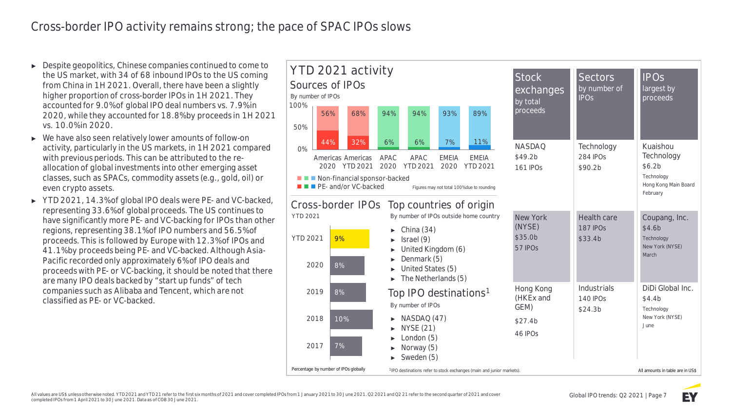# Cross-border IPO activity remains strong; the pace of SPAC IPOs slows

- Despite geopolitics, Chinese companies continued to come to the US market, with 34 of 68 inbound IPOs to the US coming from China in 1H 2021. Overall, there have been a slightly higher proportion of cross-border IPOs in 1H 2021. They accounted for 9.0% of global IPO deal numbers vs. 7.9% in 2020, while they accounted for 18.8% by proceeds in 1H 2021 vs. 10.0% in 2020.
- We have also seen relatively lower amounts of follow-on activity, particularly in the US markets, in 1H 2021 compared with previous periods. This can be attributed to the re-allocation of global investments into other emerging asset classes, such as SPACs, commodity assets (e.g., gold, oil) or even crypto assets.
- YTD 2021, 14.3% of global IPO deals were PE- and VC-backed, representing 33.6% of global proceeds. The US continues to have significantly more PE- and VC-backing for IPOs than other regions, representing 38.1% of IPO numbers and 56.5% of proceeds. This is followed by Europe with 12.3% of IPOs and 41.1% by proceeds being PE- and VC-backed. Although Asia-Pacific recorded only approximately 6% of IPO deals and proceeds with PE- or VC-backing, it should be noted that there are many IPO deals backed by "start up funds" of tech companies such as Alibaba and Tencent, which are not classified as PE- or VC-backed.

## YTD 2021 activity

### Sources of IPOs

By number of IPOs

| | Americas 2020 | Americas YTD 2021 | APAC 2020 | APAC YTD 2021 | EMEIA 2020 | EMEIA YTD 2021 |
|---|---|---|---|---|---|---|
| Non-financial sponsor-backed | 56% | 68% | 94% | 94% | 93% | 89% |
| PE- and/or VC-backed | 44% | 32% | 6% | 6% | 7% | 11% |

Figures may not total 100% due to rounding

### Cross-border IPOs

YTD 2021

| Year | % |
|---|---|
| YTD 2021 | 9% |
| 2020 | 8% |
| 2019 | 8% |
| 2018 | 10% |
| 2017 | 7% |

Percentage by number of IPOs globally

### Top countries of origin

By number of IPOs outside home country

- China (34)
- Israel (9)
- United Kingdom (6)
- Denmark (5)
- United States (5)
- The Netherlands (5)

### Top IPO destinations[1]

By number of IPOs

- NASDAQ (47)
- NYSE (21)
- London (5)
- Norway (5)
- Sweden (5)

[1]IPO destinations refer to stock exchanges (main and junior markets).

| Stock exchanges by total proceeds | Sectors by number of IPOs | IPOs largest by proceeds |
|---|---|---|
| NASDAQ<br>$49.2b<br>161 IPOs | Technology<br>284 IPOs<br>$90.2b | Kuaishou Technology<br>$6.2b<br>Technology<br>Hong Kong Main Board<br>February |
| New York (NYSE)<br>$35.0b<br>57 IPOs | Health care<br>187 IPOs<br>$33.4b | Coupang, Inc.<br>$4.6b<br>Technology<br>New York (NYSE)<br>March |
| Hong Kong (HKEx and GEM)<br>$27.4b<br>46 IPOs | Industrials<br>140 IPOs<br>$24.3b | DiDi Global Inc.<br>$4.4b<br>Technology<br>New York (NYSE)<br>June |

All amounts in table are in US$

All values are US$ unless otherwise noted. YTD 2021 and YTD 21 refer to the first six months of 2021 and cover completed IPOs from 1 January 2021 to 30 June 2021. Q2 2021 and Q2 21 refer to the second quarter of 2021 and cover completed IPOs from 1 April 2021 to 30 June 2021. Data as of COB 30 June 2021.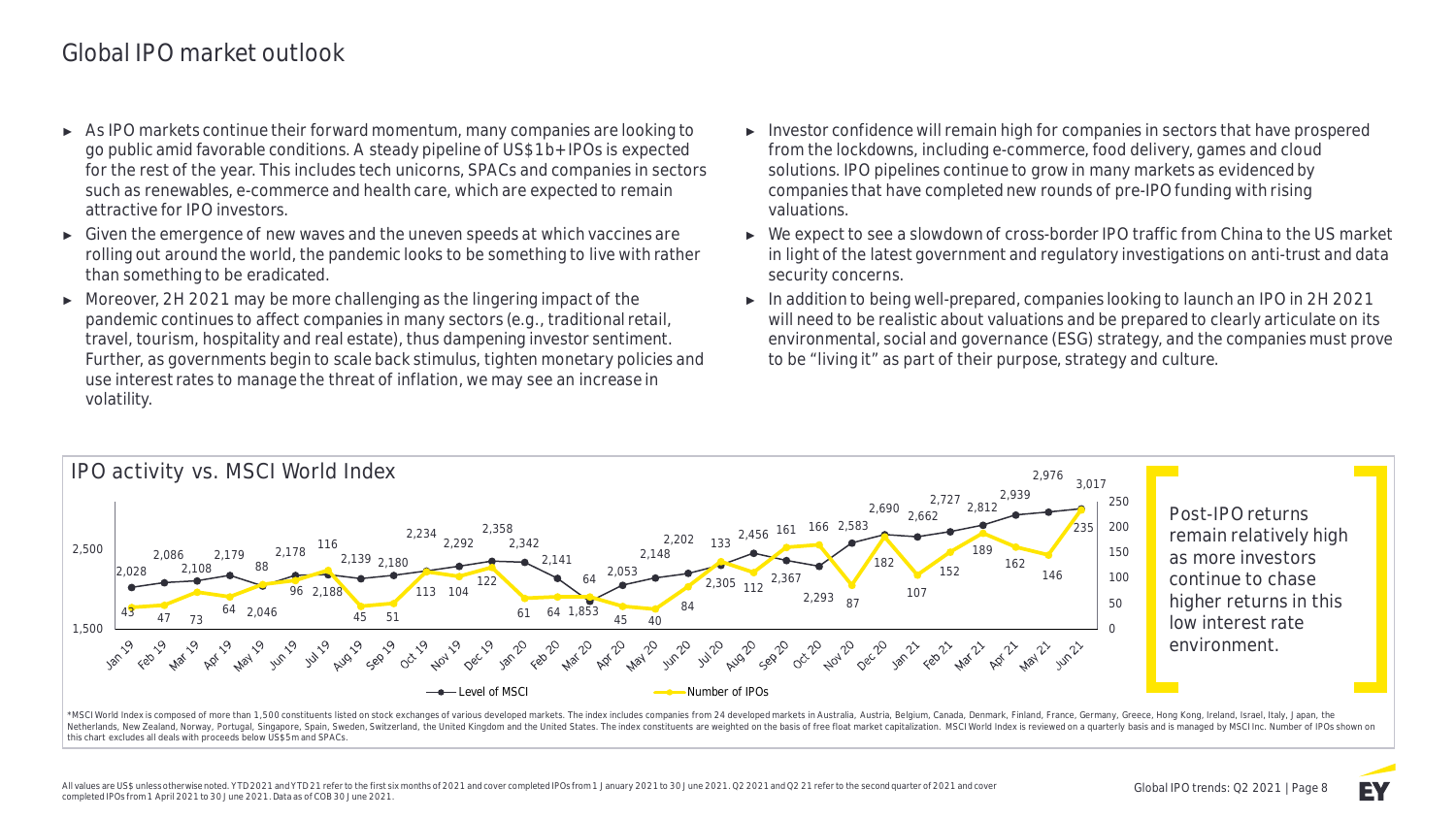# Global IPO market outlook

- As IPO markets continue their forward momentum, many companies are looking to go public amid favorable conditions. A steady pipeline of US$1b+ IPOs is expected for the rest of the year. This includes tech unicorns, SPACs and companies in sectors such as renewables, e-commerce and health care, which are expected to remain attractive for IPO investors.
- Given the emergence of new waves and the uneven speeds at which vaccines are rolling out around the world, the pandemic looks to be something to live with rather than something to be eradicated.
- Moreover, 2H 2021 may be more challenging as the lingering impact of the pandemic continues to affect companies in many sectors (e.g., traditional retail, travel, tourism, hospitality and real estate), thus dampening investor sentiment. Further, as governments begin to scale back stimulus, tighten monetary policies and use interest rates to manage the threat of inflation, we may see an increase in volatility.
- Investor confidence will remain high for companies in sectors that have prospered from the lockdowns, including e-commerce, food delivery, games and cloud solutions. IPO pipelines continue to grow in many markets as evidenced by companies that have completed new rounds of pre-IPO funding with rising valuations.
- We expect to see a slowdown of cross-border IPO traffic from China to the US market in light of the latest government and regulatory investigations on anti-trust and data security concerns.
- In addition to being well-prepared, companies looking to launch an IPO in 2H 2021 will need to be realistic about valuations and be prepared to clearly articulate on its environmental, social and governance (ESG) strategy, and the companies must prove to be "living it" as part of their purpose, strategy and culture.

## IPO activity vs. MSCI World Index

| Month | Level of MSCI | Number of IPOs |
|---|---|---|
| Jan 19 | 2,028 | 43 |
| Feb 19 | 2,086 | 47 |
| Mar 19 | 2,108 | 73 |
| Apr 19 | 2,179 | 64 |
| May 19 | 2,046 | 88 |
| Jun 19 | 2,178 | 96 |
| Jul 19 | 2,188 | 116 |
| Aug 19 | 2,139 | 45 |
| Sep 19 | 2,180 | 51 |
| Oct 19 | 2,234 | 113 |
| Nov 19 | 2,292 | 104 |
| Dec 19 | 2,358 | 122 |
| Jan 20 | 2,342 | 61 |
| Feb 20 | 2,141 | 64 |
| Mar 20 | 1,853 | 64 |
| Apr 20 | 2,053 | 45 |
| May 20 | 2,148 | 40 |
| Jun 20 | 2,202 | 84 |
| Jul 20 | 2,305 | 133 |
| Aug 20 | 2,456 | 112 |
| Sep 20 | 2,367 | 161 |
| Oct 20 | 2,293 | 166 |
| Nov 20 | 2,583 | 87 |
| Dec 20 | 2,690 | 182 |
| Jan 21 | 2,662 | 107 |
| Feb 21 | 2,727 | 152 |
| Mar 21 | 2,812 | 189 |
| Apr 21 | 2,939 | 162 |
| May 21 | 2,976 | 146 |
| Jun 21 | 3,017 | 235 |

Post-IPO returns remain relatively high as more investors continue to chase higher returns in this low interest rate environment.

*MSCI World Index is composed of more than 1,500 constituents listed on stock exchanges of various developed markets. The index includes companies from 24 developed markets in Australia, Austria, Belgium, Canada, Denmark, Finland, France, Germany, Greece, Hong Kong, Ireland, Israel, Italy, Japan, the Netherlands, New Zealand, Norway, Portugal, Singapore, Spain, Sweden, Switzerland, the United Kingdom and the United States. The index constituents are weighted on the basis of free float market capitalization. MSCI World Index is reviewed on a quarterly basis and is managed by MSCI Inc. Number of IPOs shown on this chart excludes all deals with proceeds below US$5m and SPACs.

All values are US$ unless otherwise noted. YTD 2021 and YTD 21 refer to the first six months of 2021 and cover completed IPOs from 1 January 2021 to 30 June 2021. Q2 2021 and Q2 21 refer to the second quarter of 2021 and cover completed IPOs from 1 April 2021 to 30 June 2021. Data as of COB 30 June 2021.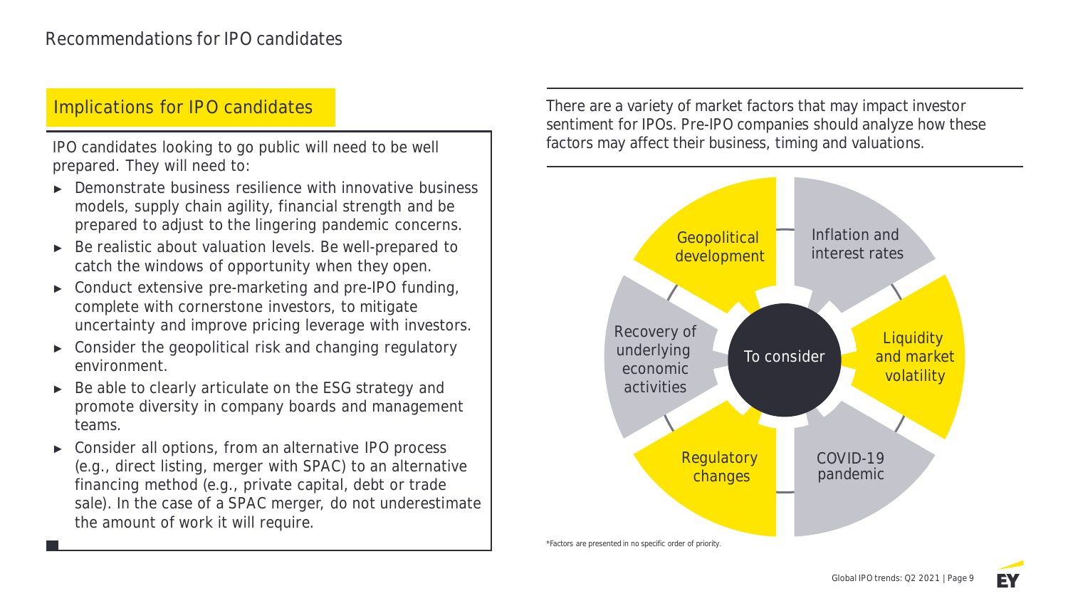# Recommendations for IPO candidates

## Implications for IPO candidates

IPO candidates looking to go public will need to be well prepared. They will need to:

- Demonstrate business resilience with innovative business models, supply chain agility, financial strength and be prepared to adjust to the lingering pandemic concerns.
- Be realistic about valuation levels. Be well-prepared to catch the windows of opportunity when they open.
- Conduct extensive pre-marketing and pre-IPO funding, complete with cornerstone investors, to mitigate uncertainty and improve pricing leverage with investors.
- Consider the geopolitical risk and changing regulatory environment.
- Be able to clearly articulate on the ESG strategy and promote diversity in company boards and management teams.
- Consider all options, from an alternative IPO process (e.g., direct listing, merger with SPAC) to an alternative financing method (e.g., private capital, debt or trade sale). In the case of a SPAC merger, do not underestimate the amount of work it will require.

There are a variety of market factors that may impact investor sentiment for IPOs. Pre-IPO companies should analyze how these factors may affect their business, timing and valuations.

To consider:

- Geopolitical development
- Inflation and interest rates
- Liquidity and market volatility
- COVID-19 pandemic
- Regulatory changes
- Recovery of underlying economic activities

*Factors are presented in no specific order of priority.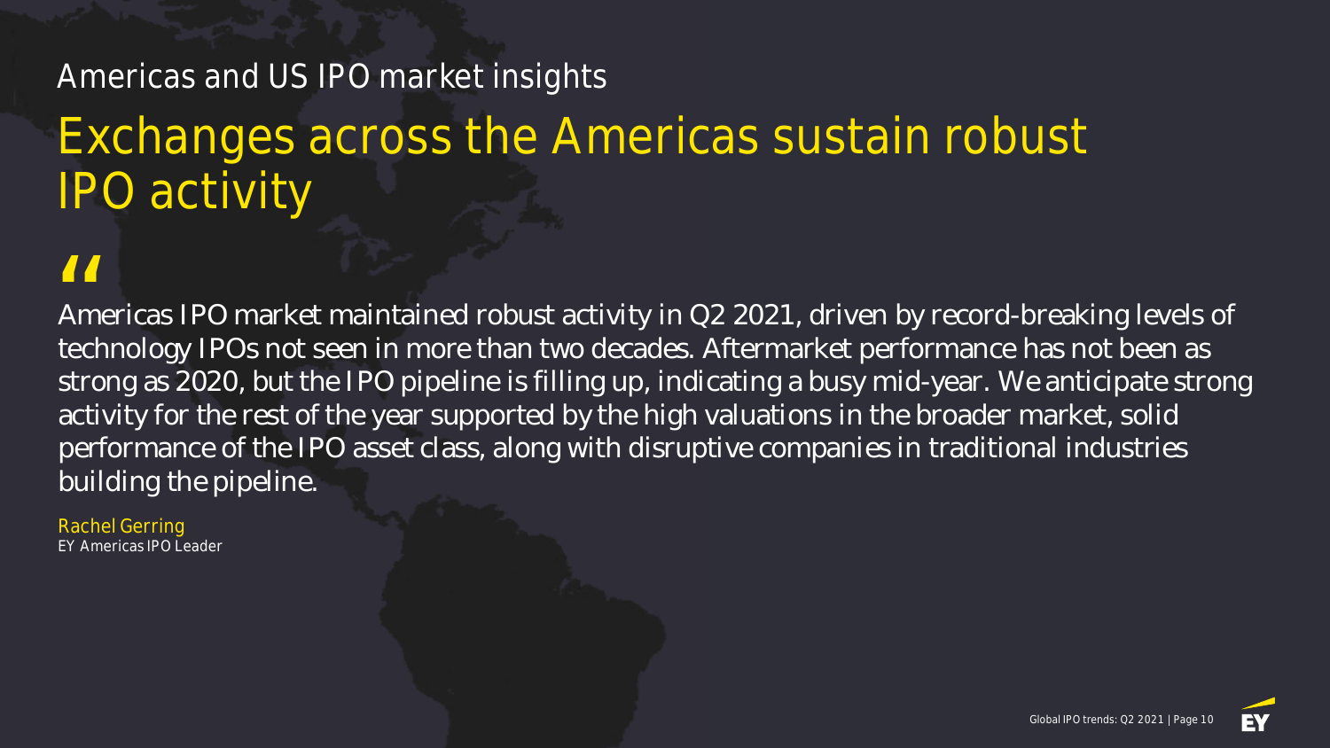Americas and US IPO market insights

# Exchanges across the Americas sustain robust IPO activity

> "
>
> Americas IPO market maintained robust activity in Q2 2021, driven by record-breaking levels of technology IPOs not seen in more than two decades. Aftermarket performance has not been as strong as 2020, but the IPO pipeline is filling up, indicating a busy mid-year. We anticipate strong activity for the rest of the year supported by the high valuations in the broader market, solid performance of the IPO asset class, along with disruptive companies in traditional industries building the pipeline.

Rachel Gerring
EY Americas IPO Leader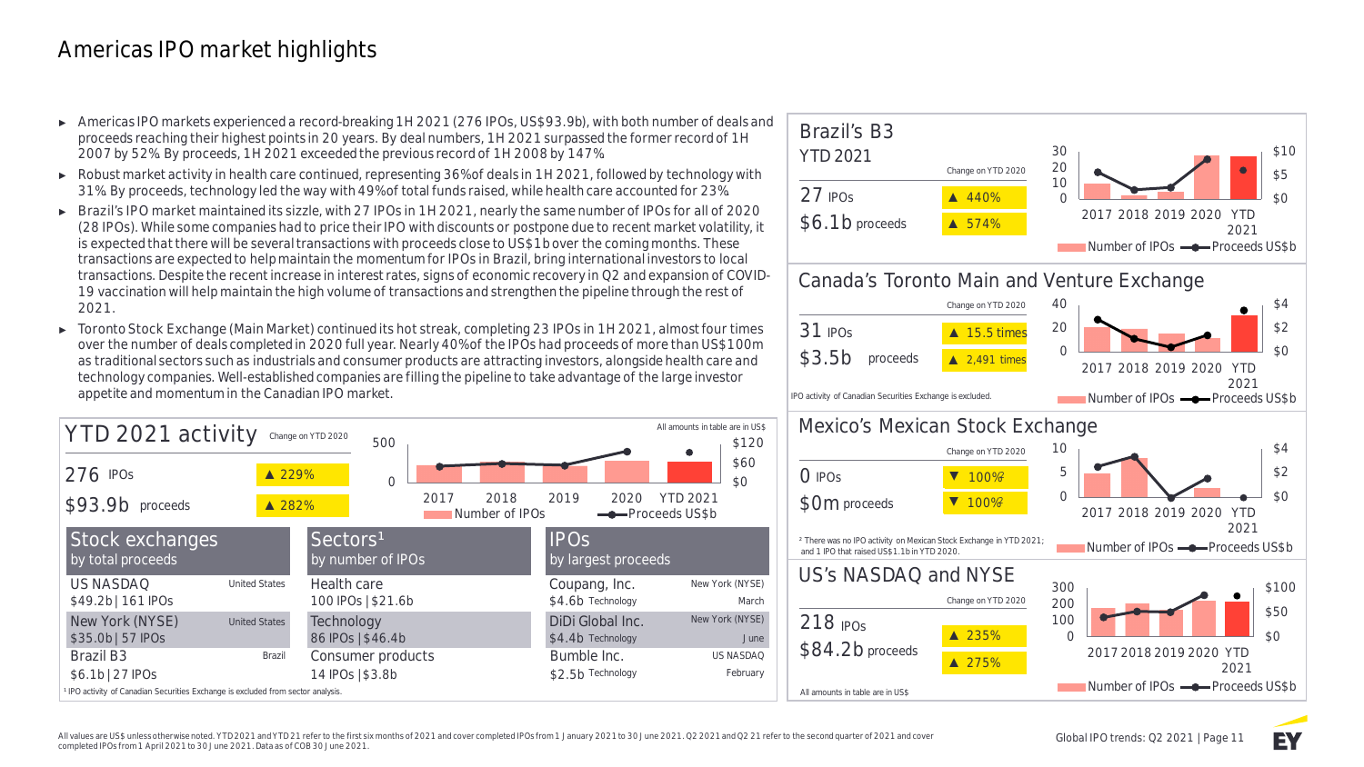# Americas IPO market highlights

- Americas IPO markets experienced a record-breaking 1H 2021 (276 IPOs, US$93.9b), with both number of deals and proceeds reaching their highest points in 20 years. By deal numbers, 1H 2021 surpassed the former record of 1H 2007 by 52%. By proceeds, 1H 2021 exceeded the previous record of 1H 2008 by 147%.
- Robust market activity in health care continued, representing 36% of deals in 1H 2021, followed by technology with 31%. By proceeds, technology led the way with 49% of total funds raised, while health care accounted for 23%.
- Brazil's IPO market maintained its sizzle, with 27 IPOs in 1H 2021, nearly the same number of IPOs for all of 2020 (28 IPOs). While some companies had to price their IPO with discounts or postpone due to recent market volatility, it is expected that there will be several transactions with proceeds close to US$1b over the coming months. These transactions are expected to help maintain the momentum for IPOs in Brazil, bring international investors to local transactions. Despite the recent increase in interest rates, signs of economic recovery in Q2 and expansion of COVID-19 vaccination will help maintain the high volume of transactions and strengthen the pipeline through the rest of 2021.
- Toronto Stock Exchange (Main Market) continued its hot streak, completing 23 IPOs in 1H 2021, almost four times over the number of deals completed in 2020 full year. Nearly 40% of the IPOs had proceeds of more than US$100m as traditional sectors such as industrials and consumer products are attracting investors, alongside health care and technology companies. Well-established companies are filling the pipeline to take advantage of the large investor appetite and momentum in the Canadian IPO market.

## YTD 2021 activity

All amounts in table are in US$

| | | Change on YTD 2020 |
|---|---|---|
| 276 | IPOs | ▲ 229% |
| $93.9b | proceeds | ▲ 282% |

(Chart: Number of IPOs and Proceeds US$b, 2017, 2018, 2019, 2020, YTD 2021)

| Stock exchanges by total proceeds | | Sectors[1] by number of IPOs | IPOs by largest proceeds | |
|---|---|---|---|---|
| US NASDAQ<br>$49.2b \| 161 IPOs | United States | Health care<br>100 IPOs \| $21.6b | Coupang, Inc.<br>$4.6b Technology | New York (NYSE)<br>March |
| New York (NYSE)<br>$35.0b \| 57 IPOs | United States | Technology<br>86 IPOs \| $46.4b | DiDi Global Inc.<br>$4.4b Technology | New York (NYSE)<br>June |
| Brazil B3<br>$6.1b \| 27 IPOs | Brazil | Consumer products<br>14 IPOs \| $3.8b | Bumble Inc.<br>$2.5b Technology | US NASDAQ<br>February |

[1] IPO activity of Canadian Securities Exchange is excluded from sector analysis.

## Brazil's B3

YTD 2021

| | | Change on YTD 2020 |
|---|---|---|
| 27 | IPOs | ▲ 440% |
| $6.1b | proceeds | ▲ 574% |

(Chart: Number of IPOs and Proceeds US$b, 2017, 2018, 2019, 2020, YTD 2021)

## Canada's Toronto Main and Venture Exchange

| | | Change on YTD 2020 |
|---|---|---|
| 31 | IPOs | ▲ 15.5 times |
| $3.5b | proceeds | ▲ 2,491 times |

IPO activity of Canadian Securities Exchange is excluded.

(Chart: Number of IPOs and Proceeds US$b, 2017, 2018, 2019, 2020, YTD 2021)

## Mexico's Mexican Stock Exchange

| | | Change on YTD 2020 |
|---|---|---|
| 0 | IPOs | ▼ 100%[2] |
| $0m | proceeds | ▼ 100%[2] |

[2] There was no IPO activity on Mexican Stock Exchange in YTD 2021; and 1 IPO that raised US$1.1b in YTD 2020.

(Chart: Number of IPOs and Proceeds US$b, 2017, 2018, 2019, 2020, YTD 2021)

## US's NASDAQ and NYSE

| | | Change on YTD 2020 |
|---|---|---|
| 218 | IPOs | ▲ 235% |
| $84.2b | proceeds | ▲ 275% |

All amounts in table are in US$

(Chart: Number of IPOs and Proceeds US$b, 2017, 2018, 2019, 2020, YTD 2021)

All values are US$ unless otherwise noted. YTD 2021 and YTD 21 refer to the first six months of 2021 and cover completed IPOs from 1 January 2021 to 30 June 2021. Q2 2021 and Q2 21 refer to the second quarter of 2021 and cover completed IPOs from 1 April 2021 to 30 June 2021. Data as of COB 30 June 2021.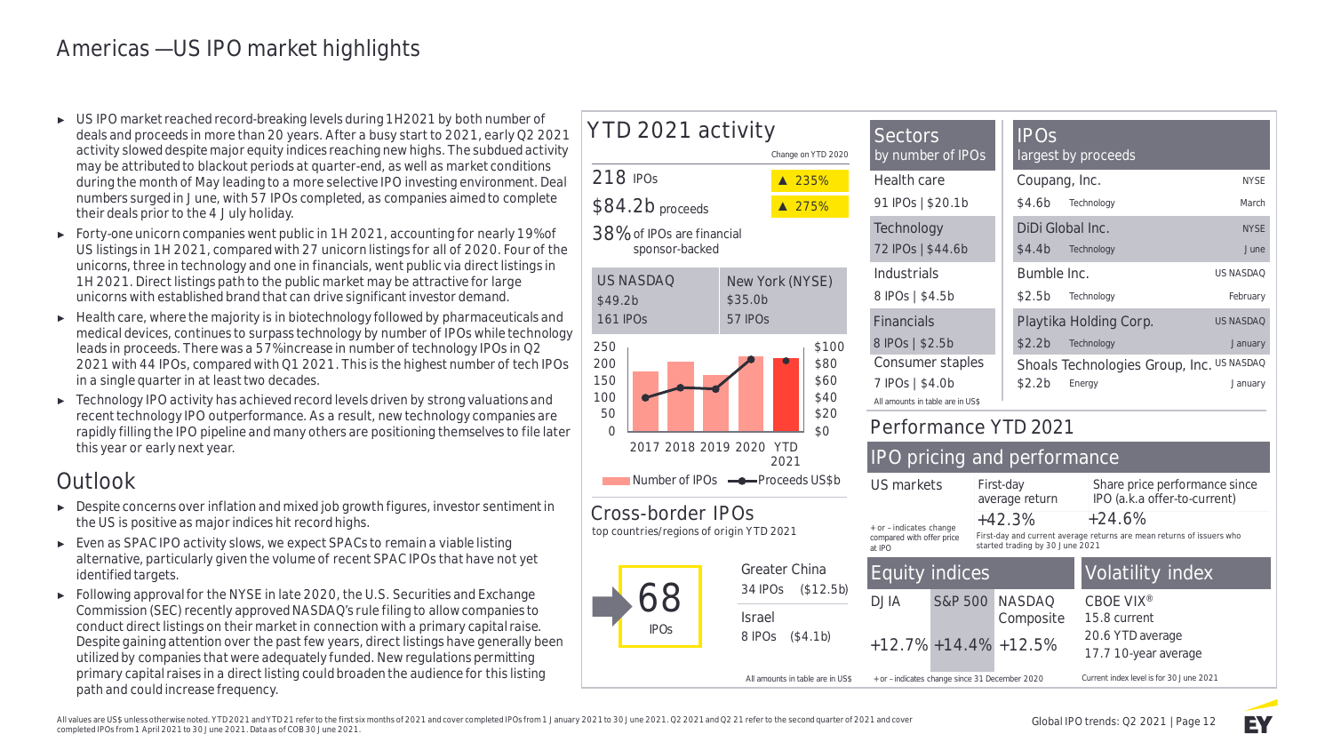# Americas — US IPO market highlights

- US IPO market reached record-breaking levels during 1H2021 by both number of deals and proceeds in more than 20 years. After a busy start to 2021, early Q2 2021 activity slowed despite major equity indices reaching new highs. The subdued activity may be attributed to blackout periods at quarter-end, as well as market conditions during the month of May leading to a more selective IPO investing environment. Deal numbers surged in June, with 57 IPOs completed, as companies aimed to complete their deals prior to the 4 July holiday.
- Forty-one unicorn companies went public in 1H 2021, accounting for nearly 19% of US listings in 1H 2021, compared with 27 unicorn listings for all of 2020. Four of the unicorns, three in technology and one in financials, went public via direct listings in 1H 2021. Direct listings path to the public market may be attractive for large unicorns with established brand that can drive significant investor demand.
- Health care, where the majority is in biotechnology followed by pharmaceuticals and medical devices, continues to surpass technology by number of IPOs while technology leads in proceeds. There was a 57% increase in number of technology IPOs in Q2 2021 with 44 IPOs, compared with Q1 2021. This is the highest number of tech IPOs in a single quarter in at least two decades.
- Technology IPO activity has achieved record levels driven by strong valuations and recent technology IPO outperformance. As a result, new technology companies are rapidly filling the IPO pipeline and many others are positioning themselves to file later this year or early next year.

## Outlook

- Despite concerns over inflation and mixed job growth figures, investor sentiment in the US is positive as major indices hit record highs.
- Even as SPAC IPO activity slows, we expect SPACs to remain a viable listing alternative, particularly given the volume of recent SPAC IPOs that have not yet identified targets.
- Following approval for the NYSE in late 2020, the U.S. Securities and Exchange Commission (SEC) recently approved NASDAQ's rule filing to allow companies to conduct direct listings on their market in connection with a primary capital raise. Despite gaining attention over the past few years, direct listings have generally been utilized by companies that were adequately funded. New regulations permitting primary capital raises in a direct listing could broaden the audience for this listing path and could increase frequency.

## YTD 2021 activity

| | | Change on YTD 2020 |
|---|---|---|
| 218 IPOs | | ▲ 235% |
| $84.2b proceeds | | ▲ 275% |
| 38% of IPOs are financial sponsor-backed | | |

| US NASDAQ | New York (NYSE) |
|---|---|
| $49.2b | $35.0b |
| 161 IPOs | 57 IPOs |

Chart: Number of IPOs and Proceeds US$b, 2017, 2018, 2019, 2020, YTD 2021

## Cross-border IPOs

top countries/regions of origin YTD 2021

68 IPOs

| Country/region | IPOs | Proceeds |
|---|---|---|
| Greater China | 34 IPOs | ($12.5b) |
| Israel | 8 IPOs | ($4.1b) |

All amounts in table are in US$

## Sectors by number of IPOs

| Sector | IPOs | Proceeds |
|---|---|---|
| Health care | 91 IPOs | $20.1b |
| Technology | 72 IPOs | $44.6b |
| Industrials | 8 IPOs | $4.5b |
| Financials | 8 IPOs | $2.5b |
| Consumer staples | 7 IPOs | $4.0b |

All amounts in table are in US$

## IPOs largest by proceeds

| Company | Proceeds | Sector | Exchange | Month |
|---|---|---|---|---|
| Coupang, Inc. | $4.6b | Technology | NYSE | March |
| DiDi Global Inc. | $4.4b | Technology | NYSE | June |
| Bumble Inc. | $2.5b | Technology | US NASDAQ | February |
| Playtika Holding Corp. | $2.2b | Technology | US NASDAQ | January |
| Shoals Technologies Group, Inc. | $2.2b | Energy | US NASDAQ | January |

## Performance YTD 2021

### IPO pricing and performance

| US markets | First-day average return | Share price performance since IPO (a.k.a offer-to-current) |
|---|---|---|
| | +42.3% | +24.6% |

\+ or – indicates change compared with offer price at IPO

First-day and current average returns are mean returns of issuers who started trading by 30 June 2021

### Equity indices

| DJIA | S&P 500 | NASDAQ Composite |
|---|---|---|
| +12.7% | +14.4% | +12.5% |

\+ or – indicates change since 31 December 2020

### Volatility index

CBOE VIX®
15.8 current
20.6 YTD average
17.7 10-year average

Current index level is for 30 June 2021

All values are US$ unless otherwise noted. YTD 2021 and YTD 21 refer to the first six months of 2021 and cover completed IPOs from 1 January 2021 to 30 June 2021. Q2 2021 and Q2 21 refer to the second quarter of 2021 and cover completed IPOs from 1 April 2021 to 30 June 2021. Data as of COB 30 June 2021.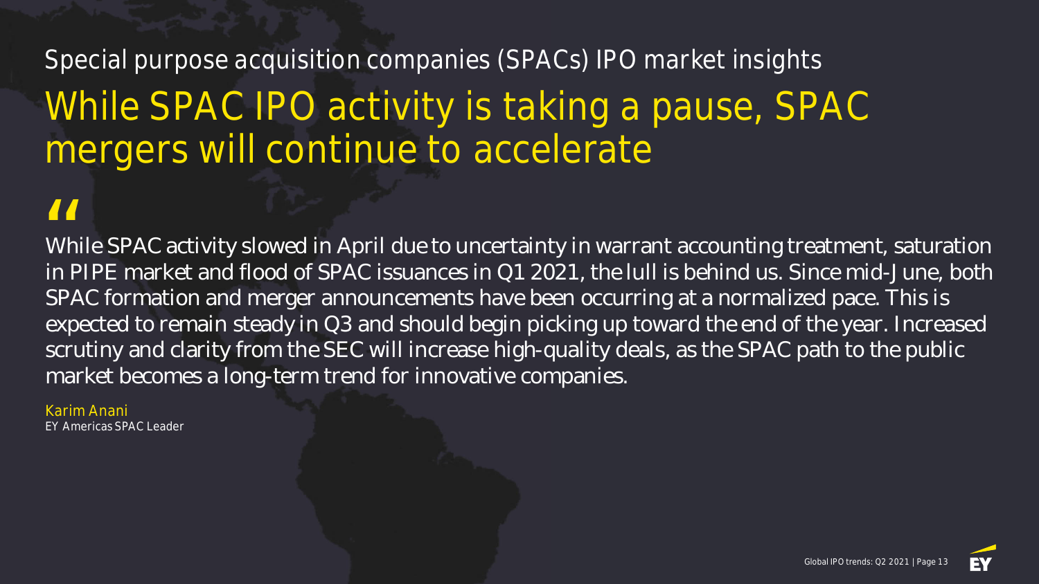Special purpose acquisition companies (SPACs) IPO market insights

# While SPAC IPO activity is taking a pause, SPAC mergers will continue to accelerate

> "While SPAC activity slowed in April due to uncertainty in warrant accounting treatment, saturation in PIPE market and flood of SPAC issuances in Q1 2021, the lull is behind us. Since mid-June, both SPAC formation and merger announcements have been occurring at a normalized pace. This is expected to remain steady in Q3 and should begin picking up toward the end of the year. Increased scrutiny and clarity from the SEC will increase high-quality deals, as the SPAC path to the public market becomes a long-term trend for innovative companies.

Karim Anani
EY Americas SPAC Leader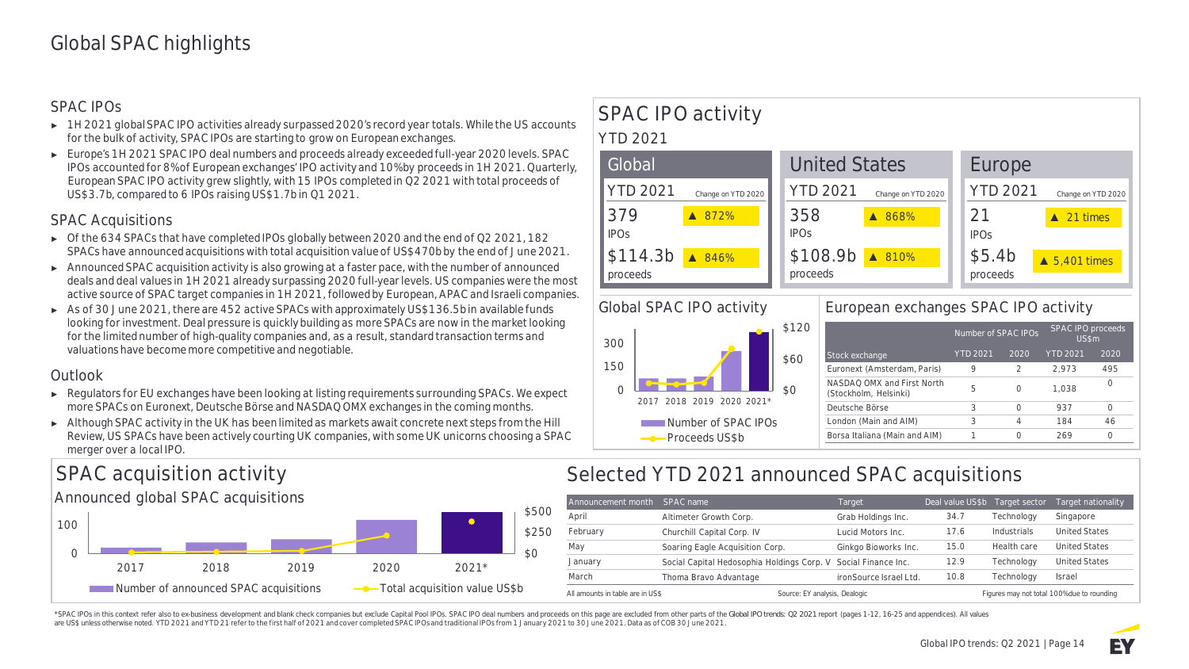# Global SPAC highlights

## SPAC IPOs

- 1H 2021 global SPAC IPO activities already surpassed 2020's record year totals. While the US accounts for the bulk of activity, SPAC IPOs are starting to grow on European exchanges.
- Europe's 1H 2021 SPAC IPO deal numbers and proceeds already exceeded full-year 2020 levels. SPAC IPOs accounted for 8% of European exchanges' IPO activity and 10% by proceeds in 1H 2021. Quarterly, European SPAC IPO activity grew slightly, with 15 IPOs completed in Q2 2021 with total proceeds of US$3.7b, compared to 6 IPOs raising US$1.7b in Q1 2021.

## SPAC Acquisitions

- Of the 634 SPACs that have completed IPOs globally between 2020 and the end of Q2 2021, 182 SPACs have announced acquisitions with total acquisition value of US$470b by the end of June 2021.
- Announced SPAC acquisition activity is also growing at a faster pace, with the number of announced deals and deal values in 1H 2021 already surpassing 2020 full-year levels. US companies were the most active source of SPAC target companies in 1H 2021, followed by European, APAC and Israeli companies.
- As of 30 June 2021, there are 452 active SPACs with approximately US$136.5b in available funds looking for investment. Deal pressure is quickly building as more SPACs are now in the market looking for the limited number of high-quality companies and, as a result, standard transaction terms and valuations have become more competitive and negotiable.

## Outlook

- Regulators for EU exchanges have been looking at listing requirements surrounding SPACs. We expect more SPACs on Euronext, Deutsche Börse and NASDAQ OMX exchanges in the coming months.
- Although SPAC activity in the UK has been limited as markets await concrete next steps from the Hill Review, US SPACs have been actively courting UK companies, with some UK unicorns choosing a SPAC merger over a local IPO.

## SPAC IPO activity

### YTD 2021

| | Global | | United States | | Europe | |
|---|---|---|---|---|---|---|
| | YTD 2021 | Change on YTD 2020 | YTD 2021 | Change on YTD 2020 | YTD 2021 | Change on YTD 2020 |
| IPOs | 379 | ▲ 872% | 358 | ▲ 868% | 21 | ▲ 21 times |
| proceeds | $114.3b | ▲ 846% | $108.9b | ▲ 810% | $5.4b | ▲ 5,401 times |

### Global SPAC IPO activity

Chart: Number of SPAC IPOs (bars) and Proceeds US$b (line), 2017, 2018, 2019, 2020, 2021*

### European exchanges SPAC IPO activity

| Stock exchange | Number of SPAC IPOs YTD 2021 | Number of SPAC IPOs 2020 | SPAC IPO proceeds US$m YTD 2021 | SPAC IPO proceeds US$m 2020 |
|---|---|---|---|---|
| Euronext (Amsterdam, Paris) | 9 | 2 | 2,973 | 495 |
| NASDAQ OMX and First North (Stockholm, Helsinki) | 5 | 0 | 1,038 | 0 |
| Deutsche Börse | 3 | 0 | 937 | 0 |
| London (Main and AIM) | 3 | 4 | 184 | 46 |
| Borsa Italiana (Main and AIM) | 1 | 0 | 269 | 0 |

## SPAC acquisition activity

### Announced global SPAC acquisitions

Chart: Number of announced SPAC acquisitions (bars) and Total acquisition value US$b (line), 2017, 2018, 2019, 2020, 2021*

## Selected YTD 2021 announced SPAC acquisitions

| Announcement month | SPAC name | Target | Deal value US$b | Target sector | Target nationality |
|---|---|---|---|---|---|
| April | Altimeter Growth Corp. | Grab Holdings Inc. | 34.7 | Technology | Singapore |
| February | Churchill Capital Corp. IV | Lucid Motors Inc. | 17.6 | Industrials | United States |
| May | Soaring Eagle Acquisition Corp. | Ginkgo Bioworks Inc. | 15.0 | Health care | United States |
| January | Social Capital Hedosophia Holdings Corp. V | Social Finance Inc. | 12.9 | Technology | United States |
| March | Thoma Bravo Advantage | ironSource Israel Ltd. | 10.8 | Technology | Israel |

All amounts in table are in US$. Source: EY analysis, Dealogic. Figures may not total 100% due to rounding

*SPAC IPOs in this context refer also to ex-business development and blank check companies but exclude Capital Pool IPOs. SPAC IPO deal numbers and proceeds on this page are excluded from other parts of the Global IPO trends: Q2 2021 report (pages 1-12, 16-25 and appendices). All values are US$ unless otherwise noted. YTD 2021 and YTD 21 refer to the first half of 2021 and cover completed SPAC IPOs and traditional IPOs from 1 January 2021 to 30 June 2021. Data as of COB 30 June 2021.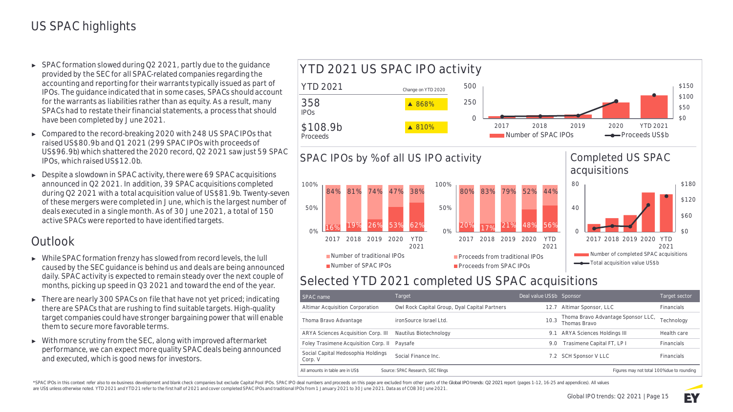# US SPAC highlights

- SPAC formation slowed during Q2 2021, partly due to the guidance provided by the SEC for all SPAC-related companies regarding the accounting and reporting for their warrants typically issued as part of IPOs. The guidance indicated that in some cases, SPACs should account for the warrants as liabilities rather than as equity. As a result, many SPACs had to restate their financial statements, a process that should have been completed by June 2021.
- Compared to the record-breaking 2020 with 248 US SPAC IPOs that raised US$80.9b and Q1 2021 (299 SPAC IPOs with proceeds of US$96.9b) which shattered the 2020 record, Q2 2021 saw just 59 SPAC IPOs, which raised US$12.0b.
- Despite a slowdown in SPAC activity, there were 69 SPAC acquisitions announced in Q2 2021. In addition, 39 SPAC acquisitions completed during Q2 2021 with a total acquisition value of US$81.9b. Twenty-seven of these mergers were completed in June, which is the largest number of deals executed in a single month. As of 30 June 2021, a total of 150 active SPACs were reported to have identified targets.

## Outlook

- While SPAC formation frenzy has slowed from record levels, the lull caused by the SEC guidance is behind us and deals are being announced daily. SPAC activity is expected to remain steady over the next couple of months, picking up speed in Q3 2021 and toward the end of the year.
- There are nearly 300 SPACs on file that have not yet priced; indicating there are SPACs that are rushing to find suitable targets. High-quality target companies could have stronger bargaining power that will enable them to secure more favorable terms.
- With more scrutiny from the SEC, along with improved aftermarket performance, we can expect more quality SPAC deals being announced and executed, which is good news for investors.

## YTD 2021 US SPAC IPO activity

| YTD 2021 | Change on YTD 2020 |
|---|---|
| 358 IPOs | ▲ 868% |
| $108.9b Proceeds | ▲ 810% |

## SPAC IPOs by % of all US IPO activity

| | 2017 | 2018 | 2019 | 2020 | YTD 2021 |
|---|---|---|---|---|---|
| Number of traditional IPOs | 84% | 81% | 74% | 47% | 38% |
| Number of SPAC IPOs | 16% | 19% | 26% | 53% | 62% |
| Proceeds from traditional IPOs | 80% | 83% | 79% | 52% | 44% |
| Proceeds from SPAC IPOs | 20% | 17% | 21% | 48% | 56% |

## Completed US SPAC acquisitions

## Selected YTD 2021 completed US SPAC acquisitions

| SPAC name | Target | Deal value US$b | Sponsor | Target sector |
|---|---|---|---|---|
| Altimar Acquisition Corporation | Owl Rock Capital Group, Dyal Capital Partners | 12.7 | Altimar Sponsor, LLC | Financials |
| Thoma Bravo Advantage | ironSource Israel Ltd. | 10.3 | Thoma Bravo Advantage Sponsor LLC, Thomas Bravo | Technology |
| ARYA Sciences Acquisition Corp. III | Nautilus Biotechnology | 9.1 | ARYA Sciences Holdings III | Health care |
| Foley Trasimene Acquisition Corp. II | Paysafe | 9.0 | Trasimene Capital FT, LP I | Financials |
| Social Capital Hedosophia Holdings Corp. V | Social Finance Inc. | 7.2 | SCH Sponsor V LLC | Financials |

All amounts in table are in US$ Source: SPAC Research, SEC filings Figures may not total 100% due to rounding

*SPAC IPOs in this context refer also to ex-business development and blank check companies but exclude Capital Pool IPOs. SPAC IPO deal numbers and proceeds on this page are excluded from other parts of the Global IPO trends: Q2 2021 report (pages 1-12, 16-25 and appendices). All values are US$ unless otherwise noted. YTD 2021 and YTD 21 refer to the first half of 2021 and cover completed SPAC IPOs and traditional IPOs from 1 January 2021 to 30 June 2021. Data as of COB 30 June 2021.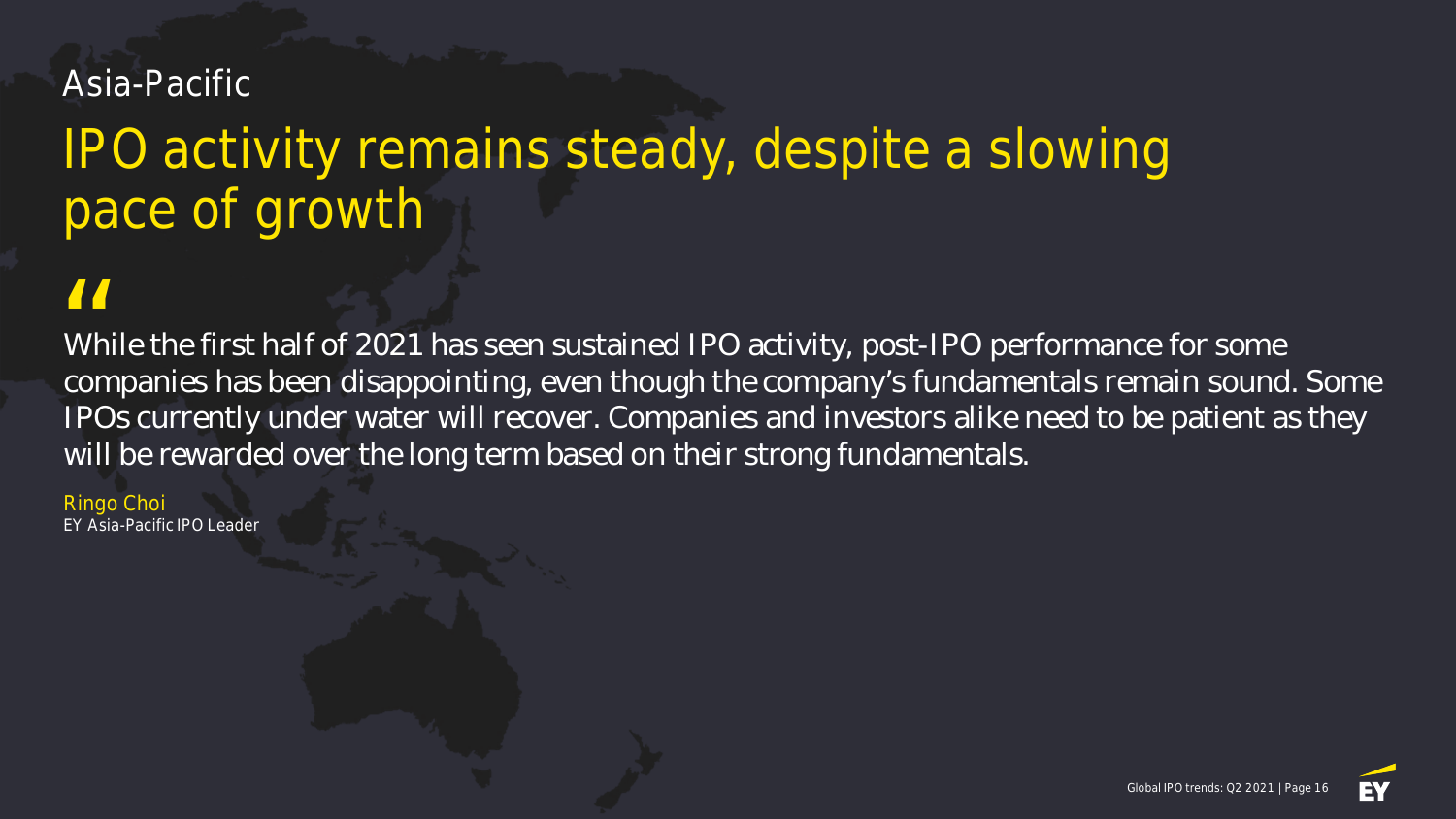Asia-Pacific

# IPO activity remains steady, despite a slowing pace of growth

> "
> While the first half of 2021 has seen sustained IPO activity, post-IPO performance for some companies has been disappointing, even though the company's fundamentals remain sound. Some IPOs currently under water will recover. Companies and investors alike need to be patient as they will be rewarded over the long term based on their strong fundamentals.

Ringo Choi
EY Asia-Pacific IPO Leader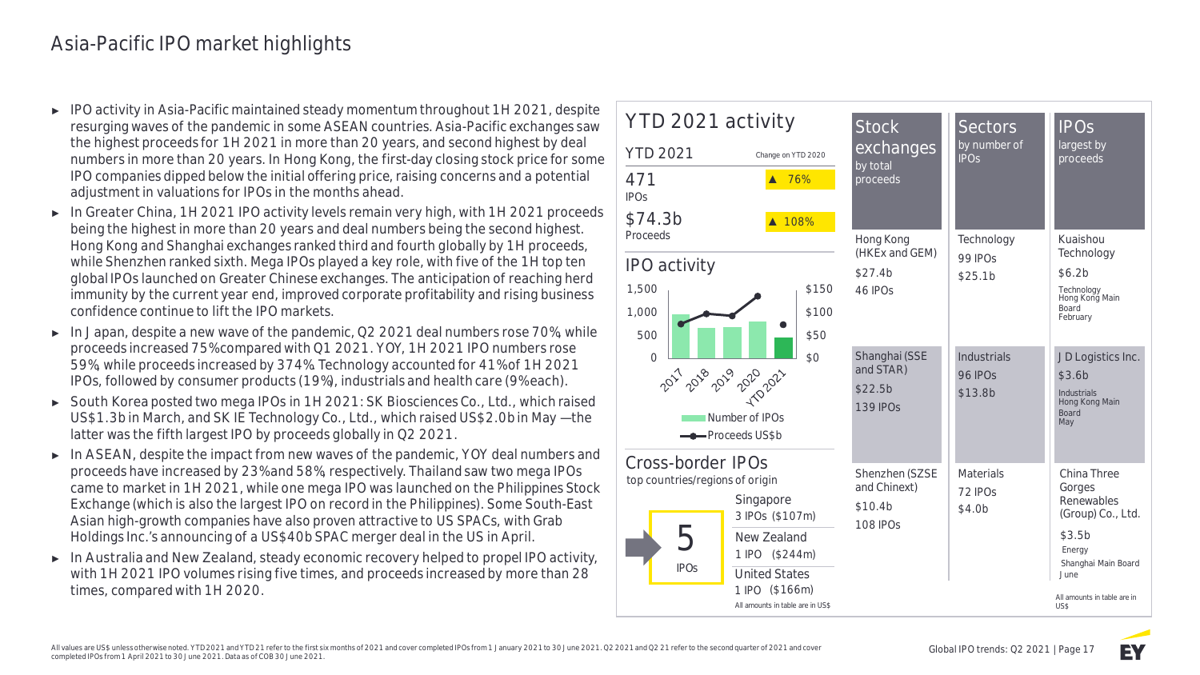# Asia-Pacific IPO market highlights

- IPO activity in Asia-Pacific maintained steady momentum throughout 1H 2021, despite resurging waves of the pandemic in some ASEAN countries. Asia-Pacific exchanges saw the highest proceeds for 1H 2021 in more than 20 years, and second highest by deal numbers in more than 20 years. In Hong Kong, the first-day closing stock price for some IPO companies dipped below the initial offering price, raising concerns and a potential adjustment in valuations for IPOs in the months ahead.
- In Greater China, 1H 2021 IPO activity levels remain very high, with 1H 2021 proceeds being the highest in more than 20 years and deal numbers being the second highest. Hong Kong and Shanghai exchanges ranked third and fourth globally by 1H proceeds, while Shenzhen ranked sixth. Mega IPOs played a key role, with five of the 1H top ten global IPOs launched on Greater Chinese exchanges. The anticipation of reaching herd immunity by the current year end, improved corporate profitability and rising business confidence continue to lift the IPO markets.
- In Japan, despite a new wave of the pandemic, Q2 2021 deal numbers rose 70%, while proceeds increased 75% compared with Q1 2021. YOY, 1H 2021 IPO numbers rose 59%, while proceeds increased by 374%. Technology accounted for 41% of 1H 2021 IPOs, followed by consumer products (19%), industrials and health care (9% each).
- South Korea posted two mega IPOs in 1H 2021: SK Biosciences Co., Ltd., which raised US$1.3b in March, and SK IE Technology Co., Ltd., which raised US$2.0b in May — the latter was the fifth largest IPO by proceeds globally in Q2 2021.
- In ASEAN, despite the impact from new waves of the pandemic, YOY deal numbers and proceeds have increased by 23% and 58%, respectively. Thailand saw two mega IPOs came to market in 1H 2021, while one mega IPO was launched on the Philippines Stock Exchange (which is also the largest IPO on record in the Philippines). Some South-East Asian high-growth companies have also proven attractive to US SPACs, with Grab Holdings Inc.'s announcing of a US$40b SPAC merger deal in the US in April.
- In Australia and New Zealand, steady economic recovery helped to propel IPO activity, with 1H 2021 IPO volumes rising five times, and proceeds increased by more than 28 times, compared with 1H 2020.

## YTD 2021 activity

| YTD 2021 | Change on YTD 2020 |
|---|---|
| 471 IPOs | ▲ 76% |
| $74.3b Proceeds | ▲ 108% |

### IPO activity

Chart: Number of IPOs (0–1,500) and Proceeds US$b ($0–$150) for 2017, 2018, 2019, 2020, YTD 2021.

Number of IPOs
Proceeds US$b

### Cross-border IPOs

top countries/regions of origin

5 IPOs

- Singapore 3 IPOs ($107m)
- New Zealand 1 IPO ($244m)
- United States 1 IPO ($166m)

All amounts in table are in US$

| Stock exchanges by total proceeds | Sectors by number of IPOs | IPOs largest by proceeds |
|---|---|---|
| Hong Kong (HKEx and GEM) $27.4b 46 IPOs | Technology 99 IPOs $25.1b | Kuaishou Technology $6.2b Technology Hong Kong Main Board February |
| Shanghai (SSE and STAR) $22.5b 139 IPOs | Industrials 96 IPOs $13.8b | JD Logistics Inc. $3.6b Industrials Hong Kong Main Board May |
| Shenzhen (SZSE and Chinext) $10.4b 108 IPOs | Materials 72 IPOs $4.0b | China Three Gorges Renewables (Group) Co., Ltd. $3.5b Energy Shanghai Main Board June |

All amounts in table are in US$

All values are US$ unless otherwise noted. YTD 2021 and YTD 21 refer to the first six months of 2021 and cover completed IPOs from 1 January 2021 to 30 June 2021. Q2 2021 and Q2 21 refer to the second quarter of 2021 and cover completed IPOs from 1 April 2021 to 30 June 2021. Data as of COB 30 June 2021.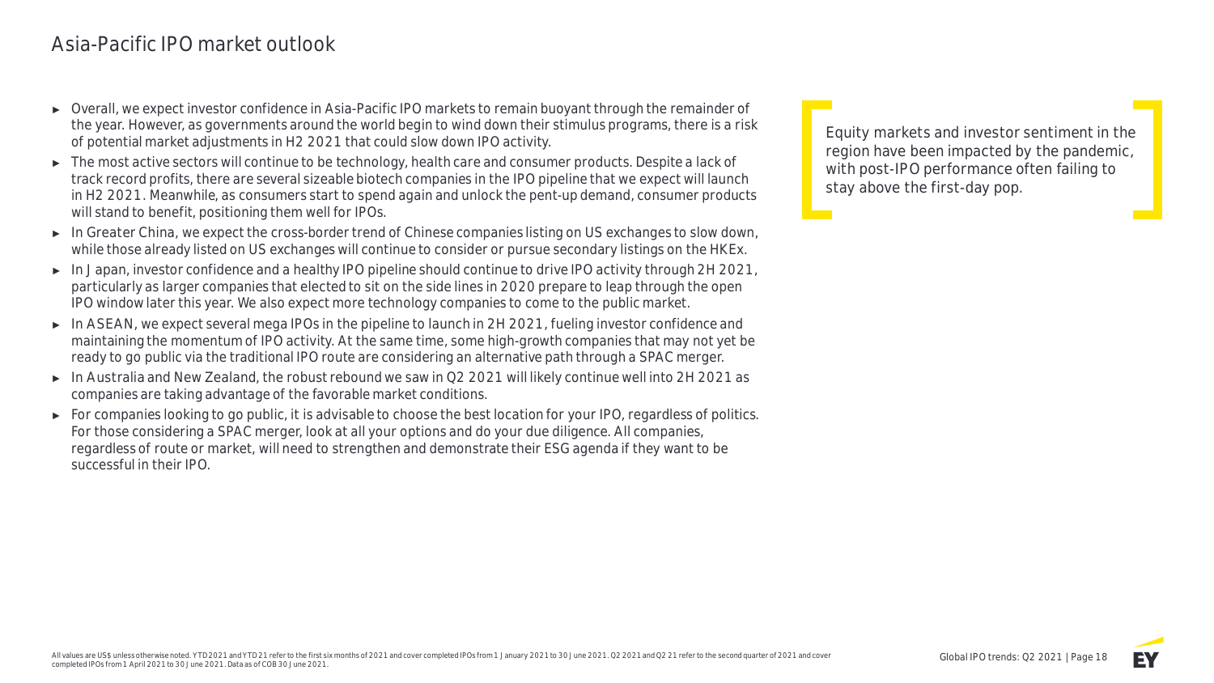# Asia-Pacific IPO market outlook

- Overall, we expect investor confidence in Asia-Pacific IPO markets to remain buoyant through the remainder of the year. However, as governments around the world begin to wind down their stimulus programs, there is a risk of potential market adjustments in H2 2021 that could slow down IPO activity.
- The most active sectors will continue to be technology, health care and consumer products. Despite a lack of track record profits, there are several sizeable biotech companies in the IPO pipeline that we expect will launch in H2 2021. Meanwhile, as consumers start to spend again and unlock the pent-up demand, consumer products will stand to benefit, positioning them well for IPOs.
- In Greater China, we expect the cross-border trend of Chinese companies listing on US exchanges to slow down, while those already listed on US exchanges will continue to consider or pursue secondary listings on the HKEx.
- In Japan, investor confidence and a healthy IPO pipeline should continue to drive IPO activity through 2H 2021, particularly as larger companies that elected to sit on the side lines in 2020 prepare to leap through the open IPO window later this year. We also expect more technology companies to come to the public market.
- In ASEAN, we expect several mega IPOs in the pipeline to launch in 2H 2021, fueling investor confidence and maintaining the momentum of IPO activity. At the same time, some high-growth companies that may not yet be ready to go public via the traditional IPO route are considering an alternative path through a SPAC merger.
- In Australia and New Zealand, the robust rebound we saw in Q2 2021 will likely continue well into 2H 2021 as companies are taking advantage of the favorable market conditions.
- For companies looking to go public, it is advisable to choose the best location for your IPO, regardless of politics. For those considering a SPAC merger, look at all your options and do your due diligence. All companies, regardless of route or market, will need to strengthen and demonstrate their ESG agenda if they want to be successful in their IPO.

> Equity markets and investor sentiment in the region have been impacted by the pandemic, with post-IPO performance often failing to stay above the first-day pop.

All values are US$ unless otherwise noted. YTD 2021 and YTD 21 refer to the first six months of 2021 and cover completed IPOs from 1 January 2021 to 30 June 2021. Q2 2021 and Q2 21 refer to the second quarter of 2021 and cover completed IPOs from 1 April 2021 to 30 June 2021. Data as of COB 30 June 2021.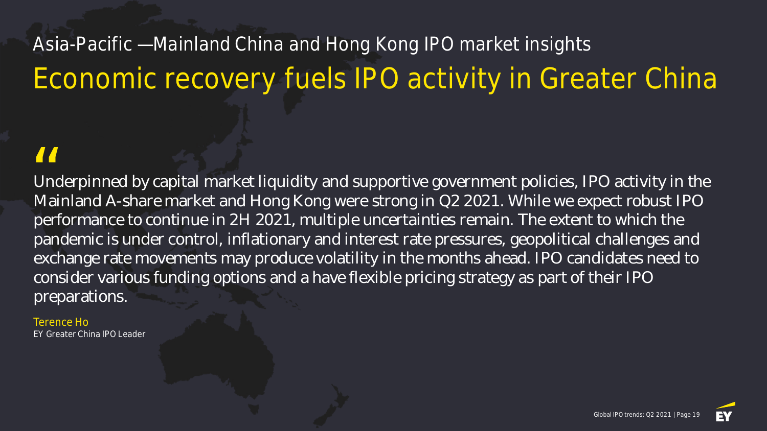## Asia-Pacific —Mainland China and Hong Kong IPO market insights

# Economic recovery fuels IPO activity in Greater China

"

Underpinned by capital market liquidity and supportive government policies, IPO activity in the Mainland A-share market and Hong Kong were strong in Q2 2021. While we expect robust IPO performance to continue in 2H 2021, multiple uncertainties remain. The extent to which the pandemic is under control, inflationary and interest rate pressures, geopolitical challenges and exchange rate movements may produce volatility in the months ahead. IPO candidates need to consider various funding options and a have flexible pricing strategy as part of their IPO preparations.

Terence Ho
EY Greater China IPO Leader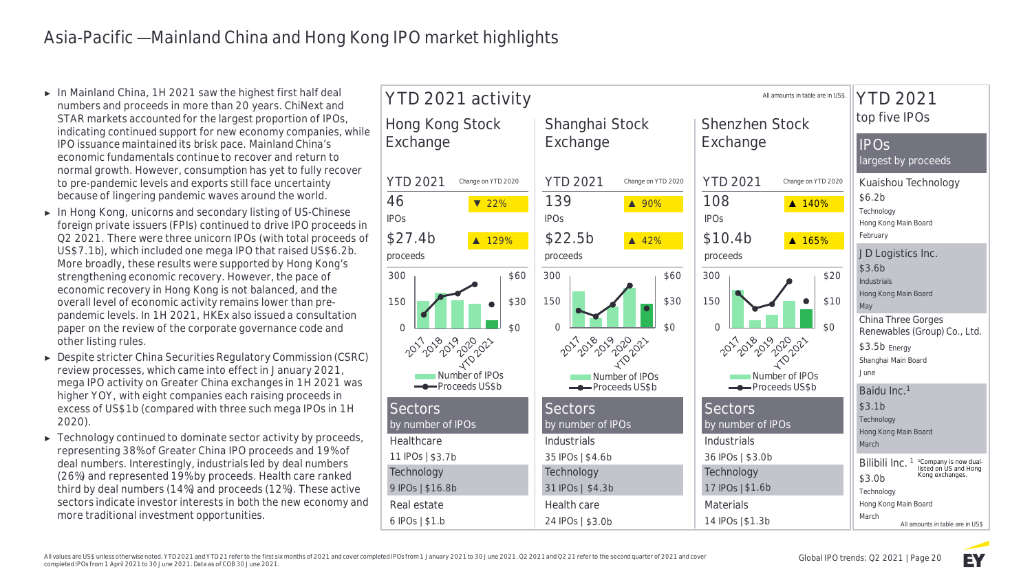# Asia-Pacific — Mainland China and Hong Kong IPO market highlights

- In Mainland China, 1H 2021 saw the highest first half deal numbers and proceeds in more than 20 years. ChiNext and STAR markets accounted for the largest proportion of IPOs, indicating continued support for new economy companies, while IPO issuance maintained its brisk pace. Mainland China's economic fundamentals continue to recover and return to normal growth. However, consumption has yet to fully recover to pre-pandemic levels and exports still face uncertainty because of lingering pandemic waves around the world.
- In Hong Kong, unicorns and secondary listing of US-Chinese foreign private issuers (FPIs) continued to drive IPO proceeds in Q2 2021. There were three unicorn IPOs (with total proceeds of US$7.1b), which included one mega IPO that raised US$6.2b. More broadly, these results were supported by Hong Kong's strengthening economic recovery. However, the pace of economic recovery in Hong Kong is not balanced, and the overall level of economic activity remains lower than pre-pandemic levels. In 1H 2021, HKEx also issued a consultation paper on the review of the corporate governance code and other listing rules.
- Despite stricter China Securities Regulatory Commission (CSRC) review processes, which came into effect in January 2021, mega IPO activity on Greater China exchanges in 1H 2021 was higher YOY, with eight companies each raising proceeds in excess of US$1b (compared with three such mega IPOs in 1H 2020).
- Technology continued to dominate sector activity by proceeds, representing 38% of Greater China IPO proceeds and 19% of deal numbers. Interestingly, industrials led by deal numbers (26%) and represented 19% by proceeds. Health care ranked third by deal numbers (14%) and proceeds (12%). These active sectors indicate investor interests in both the new economy and more traditional investment opportunities.

## YTD 2021 activity

All amounts in table are in US$.

| | Hong Kong Stock Exchange | | Shanghai Stock Exchange | | Shenzhen Stock Exchange | |
|---|---|---|---|---|---|---|
| | YTD 2021 | Change on YTD 2020 | YTD 2021 | Change on YTD 2020 | YTD 2021 | Change on YTD 2020 |
| IPOs | 46 | ▼ 22% | 139 | ▲ 90% | 108 | ▲ 140% |
| proceeds | $27.4b | ▲ 129% | $22.5b | ▲ 42% | $10.4b | ▲ 165% |

Charts (2017, 2018, 2019, 2020, YTD 2021): Number of IPOs; Proceeds US$b

### Sectors by number of IPOs

| Hong Kong Stock Exchange | Shanghai Stock Exchange | Shenzhen Stock Exchange |
|---|---|---|
| Healthcare: 11 IPOs \| $3.7b | Industrials: 35 IPOs \| $4.6b | Industrials: 36 IPOs \| $3.0b |
| Technology: 9 IPOs \| $16.8b | Technology: 31 IPOs \| $4.3b | Technology: 17 IPOs \| $1.6b |
| Real estate: 6 IPOs \| $1.b | Health care: 24 IPOs \| $3.0b | Materials: 14 IPOs \| $1.3b |

## YTD 2021 top five IPOs

### IPOs largest by proceeds

- **Kuaishou Technology** — $6.2b, Technology, Hong Kong Main Board, February
- **JD Logistics Inc.** — $3.6b, Industrials, Hong Kong Main Board, May
- **China Three Gorges Renewables (Group) Co., Ltd.** — $3.5b, Energy, Shanghai Main Board, June
- **Baidu Inc.**[1] — $3.1b, Technology, Hong Kong Main Board, March
- **Bilibili Inc.**[1] — $3.0b, Technology, Hong Kong Main Board, March

[1] Company is now dual-listed on US and Hong Kong exchanges.

All amounts in table are in US$

All values are US$ unless otherwise noted. YTD 2021 and YTD 21 refer to the first six months of 2021 and cover completed IPOs from 1 January 2021 to 30 June 2021. Q2 2021 and Q2 21 refer to the second quarter of 2021 and cover completed IPOs from 1 April 2021 to 30 June 2021. Data as of COB 30 June 2021.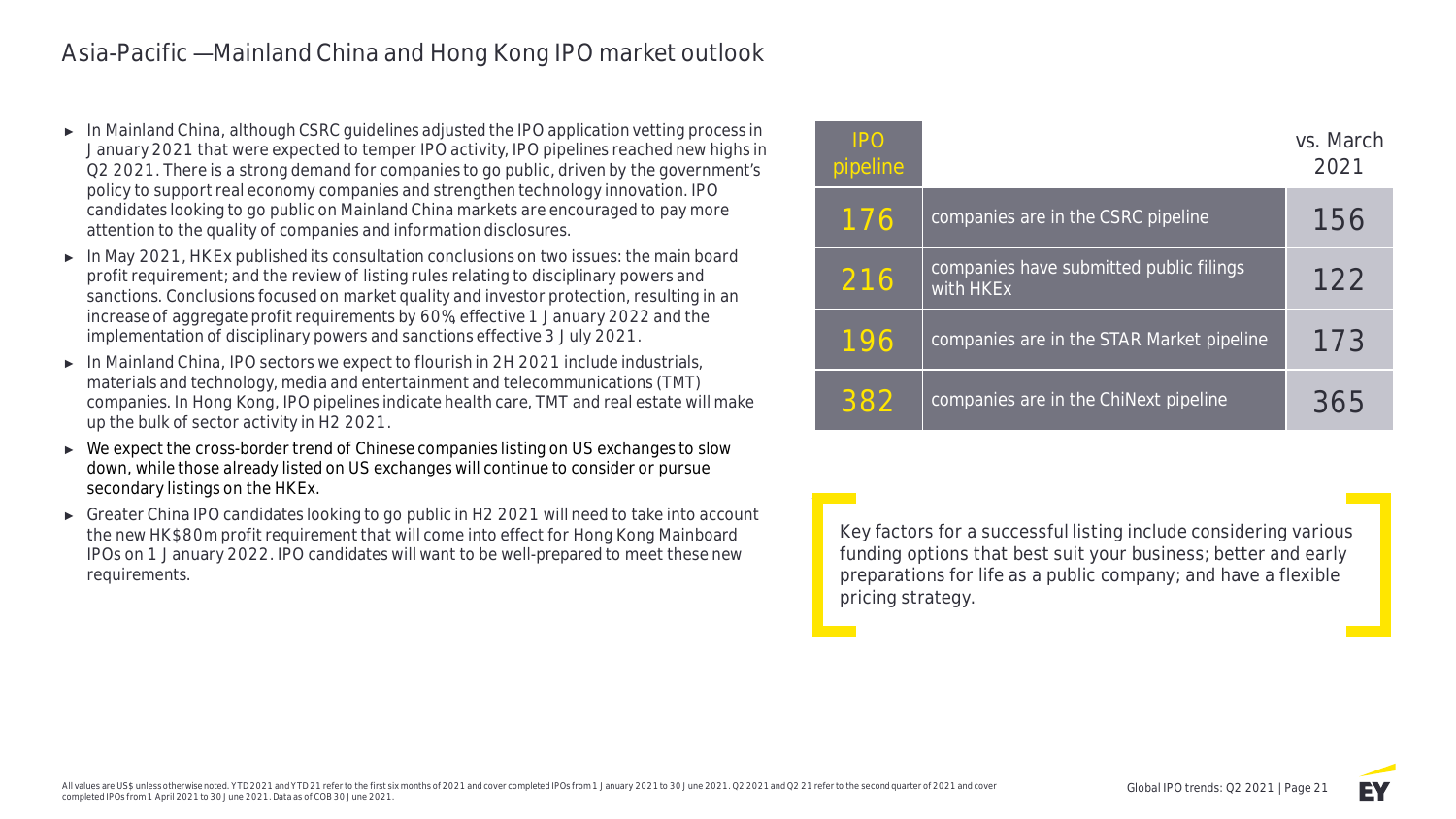# Asia-Pacific —Mainland China and Hong Kong IPO market outlook

- In Mainland China, although CSRC guidelines adjusted the IPO application vetting process in January 2021 that were expected to temper IPO activity, IPO pipelines reached new highs in Q2 2021. There is a strong demand for companies to go public, driven by the government's policy to support real economy companies and strengthen technology innovation. IPO candidates looking to go public on Mainland China markets are encouraged to pay more attention to the quality of companies and information disclosures.
- In May 2021, HKEx published its consultation conclusions on two issues: the main board profit requirement; and the review of listing rules relating to disciplinary powers and sanctions. Conclusions focused on market quality and investor protection, resulting in an increase of aggregate profit requirements by 60%, effective 1 January 2022 and the implementation of disciplinary powers and sanctions effective 3 July 2021.
- In Mainland China, IPO sectors we expect to flourish in 2H 2021 include industrials, materials and technology, media and entertainment and telecommunications (TMT) companies. In Hong Kong, IPO pipelines indicate health care, TMT and real estate will make up the bulk of sector activity in H2 2021.
- We expect the cross-border trend of Chinese companies listing on US exchanges to slow down, while those already listed on US exchanges will continue to consider or pursue secondary listings on the HKEx.
- Greater China IPO candidates looking to go public in H2 2021 will need to take into account the new HK$80m profit requirement that will come into effect for Hong Kong Mainboard IPOs on 1 January 2022. IPO candidates will want to be well-prepared to meet these new requirements.

| IPO pipeline | | vs. March 2021 |
|---|---|---|
| 176 | companies are in the CSRC pipeline | 156 |
| 216 | companies have submitted public filings with HKEx | 122 |
| 196 | companies are in the STAR Market pipeline | 173 |
| 382 | companies are in the ChiNext pipeline | 365 |

Key factors for a successful listing include considering various funding options that best suit your business; better and early preparations for life as a public company; and have a flexible pricing strategy.

All values are US$ unless otherwise noted. YTD 2021 and YTD 21 refer to the first six months of 2021 and cover completed IPOs from 1 January 2021 to 30 June 2021. Q2 2021 and Q2 21 refer to the second quarter of 2021 and cover completed IPOs from 1 April 2021 to 30 June 2021. Data as of COB 30 June 2021.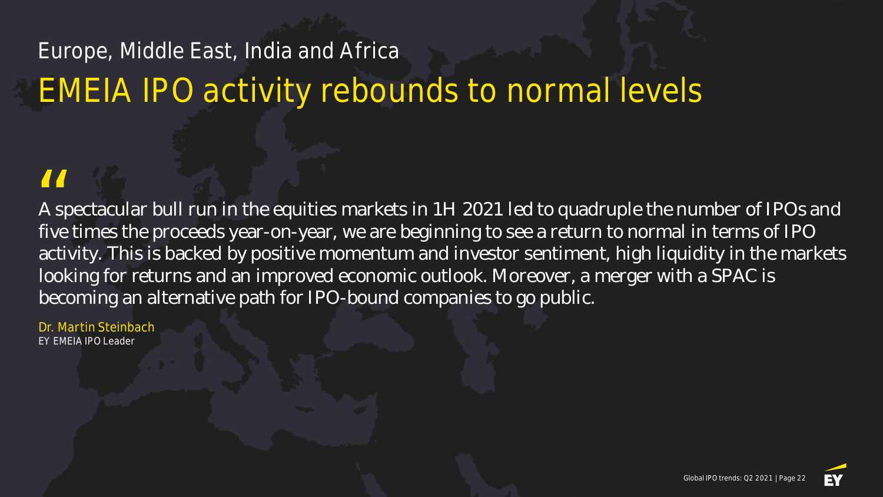Europe, Middle East, India and Africa

# EMEIA IPO activity rebounds to normal levels

> "A spectacular bull run in the equities markets in 1H 2021 led to quadruple the number of IPOs and five times the proceeds year-on-year, we are beginning to see a return to normal in terms of IPO activity. This is backed by positive momentum and investor sentiment, high liquidity in the markets looking for returns and an improved economic outlook. Moreover, a merger with a SPAC is becoming an alternative path for IPO-bound companies to go public.

Dr. Martin Steinbach
EY EMEIA IPO Leader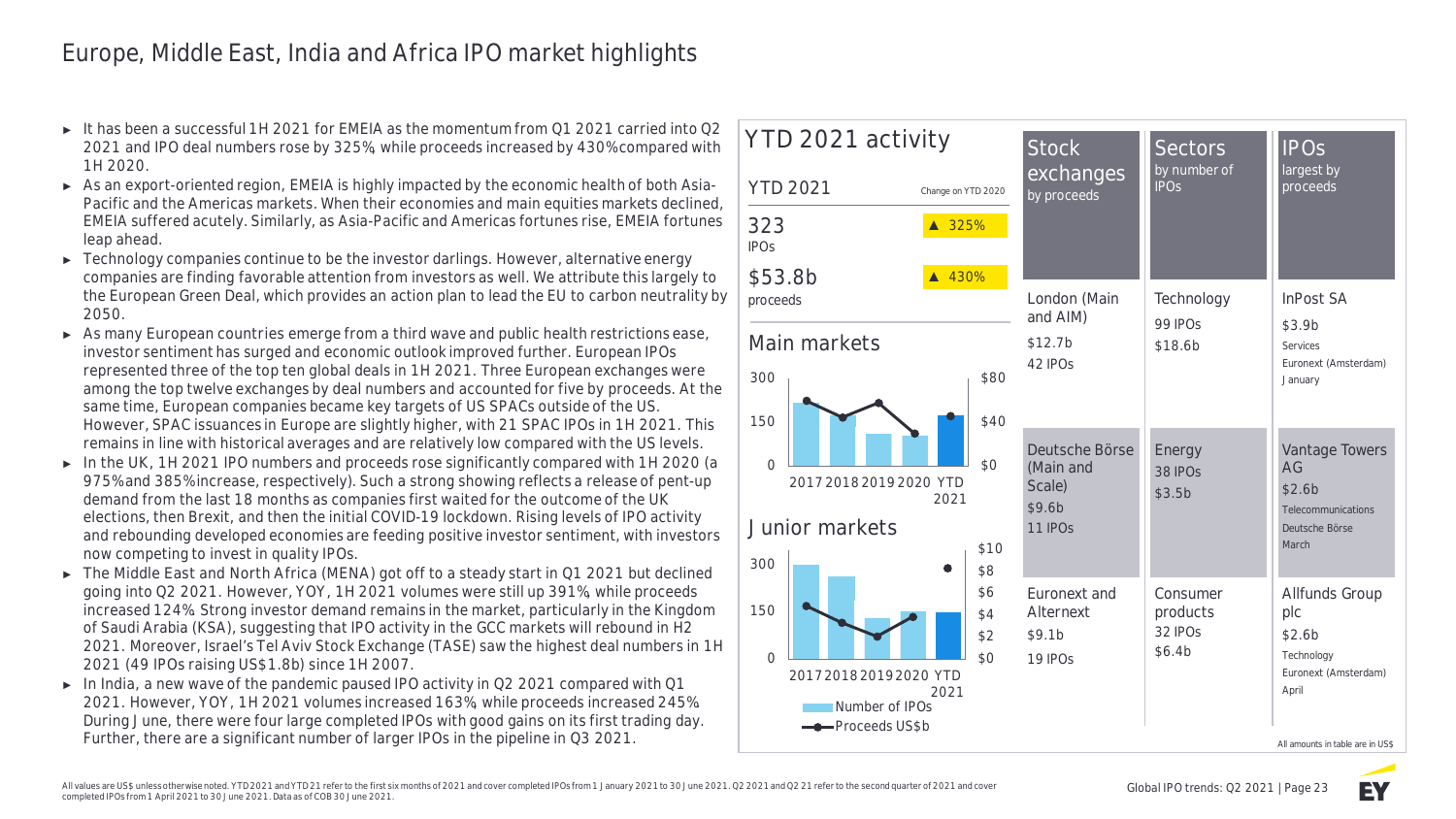# Europe, Middle East, India and Africa IPO market highlights

- It has been a successful 1H 2021 for EMEIA as the momentum from Q1 2021 carried into Q2 2021 and IPO deal numbers rose by 325%, while proceeds increased by 430% compared with 1H 2020.
- As an export-oriented region, EMEIA is highly impacted by the economic health of both Asia-Pacific and the Americas markets. When their economies and main equities markets declined, EMEIA suffered acutely. Similarly, as Asia-Pacific and Americas fortunes rise, EMEIA fortunes leap ahead.
- Technology companies continue to be the investor darlings. However, alternative energy companies are finding favorable attention from investors as well. We attribute this largely to the European Green Deal, which provides an action plan to lead the EU to carbon neutrality by 2050.
- As many European countries emerge from a third wave and public health restrictions ease, investor sentiment has surged and economic outlook improved further. European IPOs represented three of the top ten global deals in 1H 2021. Three European exchanges were among the top twelve exchanges by deal numbers and accounted for five by proceeds. At the same time, European companies became key targets of US SPACs outside of the US. However, SPAC issuances in Europe are slightly higher, with 21 SPAC IPOs in 1H 2021. This remains in line with historical averages and are relatively low compared with the US levels.
- In the UK, 1H 2021 IPO numbers and proceeds rose significantly compared with 1H 2020 (a 975% and 385% increase, respectively). Such a strong showing reflects a release of pent-up demand from the last 18 months as companies first waited for the outcome of the UK elections, then Brexit, and then the initial COVID-19 lockdown. Rising levels of IPO activity and rebounding developed economies are feeding positive investor sentiment, with investors now competing to invest in quality IPOs.
- The Middle East and North Africa (MENA) got off to a steady start in Q1 2021 but declined going into Q2 2021. However, YOY, 1H 2021 volumes were still up 391%, while proceeds increased 124%. Strong investor demand remains in the market, particularly in the Kingdom of Saudi Arabia (KSA), suggesting that IPO activity in the GCC markets will rebound in H2 2021. Moreover, Israel's Tel Aviv Stock Exchange (TASE) saw the highest deal numbers in 1H 2021 (49 IPOs raising US$1.8b) since 1H 2007.
- In India, a new wave of the pandemic paused IPO activity in Q2 2021 compared with Q1 2021. However, YOY, 1H 2021 volumes increased 163%, while proceeds increased 245%. During June, there were four large completed IPOs with good gains on its first trading day. Further, there are a significant number of larger IPOs in the pipeline in Q3 2021.

## YTD 2021 activity

| YTD 2021 | Change on YTD 2020 |
|---|---|
| 323 IPOs | ▲ 325% |
| $53.8b proceeds | ▲ 430% |

### Main markets

### Junior markets

| Stock exchanges by proceeds | Sectors by number of IPOs | IPOs largest by proceeds |
|---|---|---|
| London (Main and AIM) $12.7b 42 IPOs | Technology 99 IPOs $18.6b | InPost SA $3.9b Services Euronext (Amsterdam) January |
| Deutsche Börse (Main and Scale) $9.6b 11 IPOs | Energy 38 IPOs $3.5b | Vantage Towers AG $2.6b Telecommunications Deutsche Börse March |
| Euronext and Alternext $9.1b 19 IPOs | Consumer products 32 IPOs $6.4b | Allfunds Group plc $2.6b Technology Euronext (Amsterdam) April |

All amounts in table are in US$

All values are US$ unless otherwise noted. YTD 2021 and YTD 21 refer to the first six months of 2021 and cover completed IPOs from 1 January 2021 to 30 June 2021. Q2 2021 and Q2 21 refer to the second quarter of 2021 and cover completed IPOs from 1 April 2021 to 30 June 2021. Data as of COB 30 June 2021.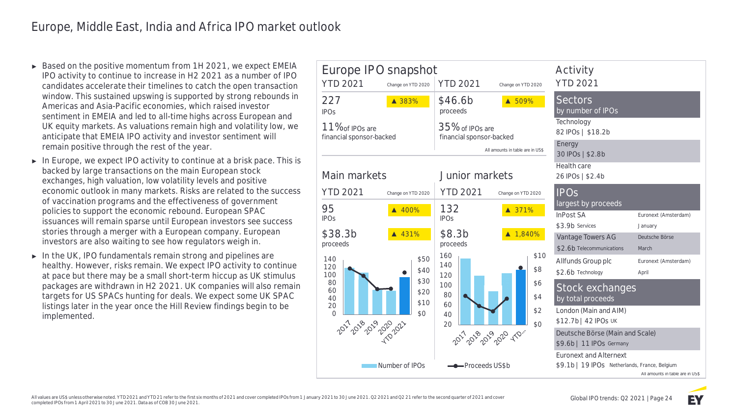# Europe, Middle East, India and Africa IPO market outlook

- Based on the positive momentum from 1H 2021, we expect EMEIA IPO activity to continue to increase in H2 2021 as a number of IPO candidates accelerate their timelines to catch the open transaction window. This sustained upswing is supported by strong rebounds in Americas and Asia-Pacific economies, which raised investor sentiment in EMEIA and led to all-time highs across European and UK equity markets. As valuations remain high and volatility low, we anticipate that EMEIA IPO activity and investor sentiment will remain positive through the rest of the year.
- In Europe, we expect IPO activity to continue at a brisk pace. This is backed by large transactions on the main European stock exchanges, high valuation, low volatility levels and positive economic outlook in many markets. Risks are related to the success of vaccination programs and the effectiveness of government policies to support the economic rebound. European SPAC issuances will remain sparse until European investors see success stories through a merger with a European company. European investors are also waiting to see how regulators weigh in.
- In the UK, IPO fundamentals remain strong and pipelines are healthy. However, risks remain. We expect IPO activity to continue at pace but there may be a small short-term hiccup as UK stimulus packages are withdrawn in H2 2021. UK companies will also remain targets for US SPACs hunting for deals. We expect some UK SPAC listings later in the year once the Hill Review findings begin to be implemented.

## Europe IPO snapshot

| YTD 2021 | Change on YTD 2020 | YTD 2021 | Change on YTD 2020 |
|---|---|---|---|
| 227 IPOs | ▲ 383% | $46.6b proceeds | ▲ 509% |
| 11% of IPOs are financial sponsor-backed | | 35% of IPOs are financial sponsor-backed | |

All amounts in table are in US$

### Main markets

| YTD 2021 | Change on YTD 2020 |
|---|---|
| 95 IPOs | ▲ 400% |
| $38.3b proceeds | ▲ 431% |

### Junior markets

| YTD 2021 | Change on YTD 2020 |
|---|---|
| 132 IPOs | ▲ 371% |
| $8.3b proceeds | ▲ 1,840% |

Number of IPOs — Proceeds US$b

## Activity YTD 2021

### Sectors by number of IPOs

| Sector | IPOs | Proceeds |
|---|---|---|
| Technology | 82 IPOs | $18.2b |
| Energy | 30 IPOs | $2.8b |
| Health care | 26 IPOs | $2.4b |

### IPOs largest by proceeds

| Company | Proceeds | Sector | Exchange | Month |
|---|---|---|---|---|
| InPost SA | $3.9b | Services | Euronext (Amsterdam) | January |
| Vantage Towers AG | $2.6b | Telecommunications | Deutsche Börse | March |
| Allfunds Group plc | $2.6b | Technology | Euronext (Amsterdam) | April |

### Stock exchanges by total proceeds

| Exchange | Proceeds | IPOs | Country |
|---|---|---|---|
| London (Main and AIM) | $12.7b | 42 IPOs | UK |
| Deutsche Börse (Main and Scale) | $9.6b | 11 IPOs | Germany |
| Euronext and Alternext | $9.1b | 19 IPOs | Netherlands, France, Belgium |

All amounts in table are in US$

All values are US$ unless otherwise noted. YTD 2021 and YTD 21 refer to the first six months of 2021 and cover completed IPOs from 1 January 2021 to 30 June 2021. Q2 2021 and Q2 21 refer to the second quarter of 2021 and cover completed IPOs from 1 April 2021 to 30 June 2021. Data as of COB 30 June 2021.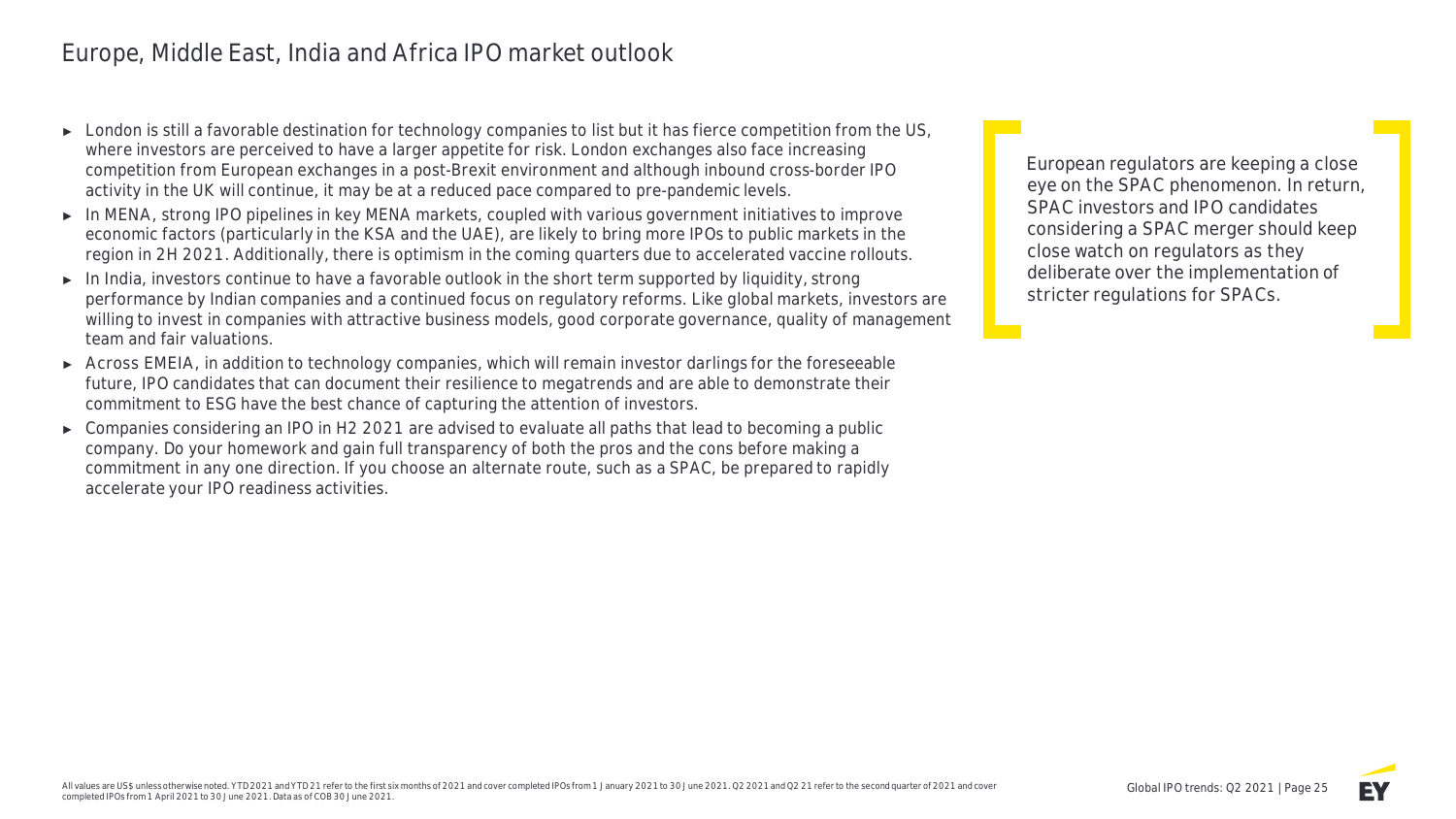# Europe, Middle East, India and Africa IPO market outlook

- London is still a favorable destination for technology companies to list but it has fierce competition from the US, where investors are perceived to have a larger appetite for risk. London exchanges also face increasing competition from European exchanges in a post-Brexit environment and although inbound cross-border IPO activity in the UK will continue, it may be at a reduced pace compared to pre-pandemic levels.
- In MENA, strong IPO pipelines in key MENA markets, coupled with various government initiatives to improve economic factors (particularly in the KSA and the UAE), are likely to bring more IPOs to public markets in the region in 2H 2021. Additionally, there is optimism in the coming quarters due to accelerated vaccine rollouts.
- In India, investors continue to have a favorable outlook in the short term supported by liquidity, strong performance by Indian companies and a continued focus on regulatory reforms. Like global markets, investors are willing to invest in companies with attractive business models, good corporate governance, quality of management team and fair valuations.
- Across EMEIA, in addition to technology companies, which will remain investor darlings for the foreseeable future, IPO candidates that can document their resilience to megatrends and are able to demonstrate their commitment to ESG have the best chance of capturing the attention of investors.
- Companies considering an IPO in H2 2021 are advised to evaluate all paths that lead to becoming a public company. Do your homework and gain full transparency of both the pros and the cons before making a commitment in any one direction. If you choose an alternate route, such as a SPAC, be prepared to rapidly accelerate your IPO readiness activities.

> European regulators are keeping a close eye on the SPAC phenomenon. In return, SPAC investors and IPO candidates considering a SPAC merger should keep close watch on regulators as they deliberate over the implementation of stricter regulations for SPACs.

All values are US$ unless otherwise noted. YTD 2021 and YTD 21 refer to the first six months of 2021 and cover completed IPOs from 1 January 2021 to 30 June 2021. Q2 2021 and Q2 21 refer to the second quarter of 2021 and cover completed IPOs from 1 April 2021 to 30 June 2021. Data as of COB 30 June 2021.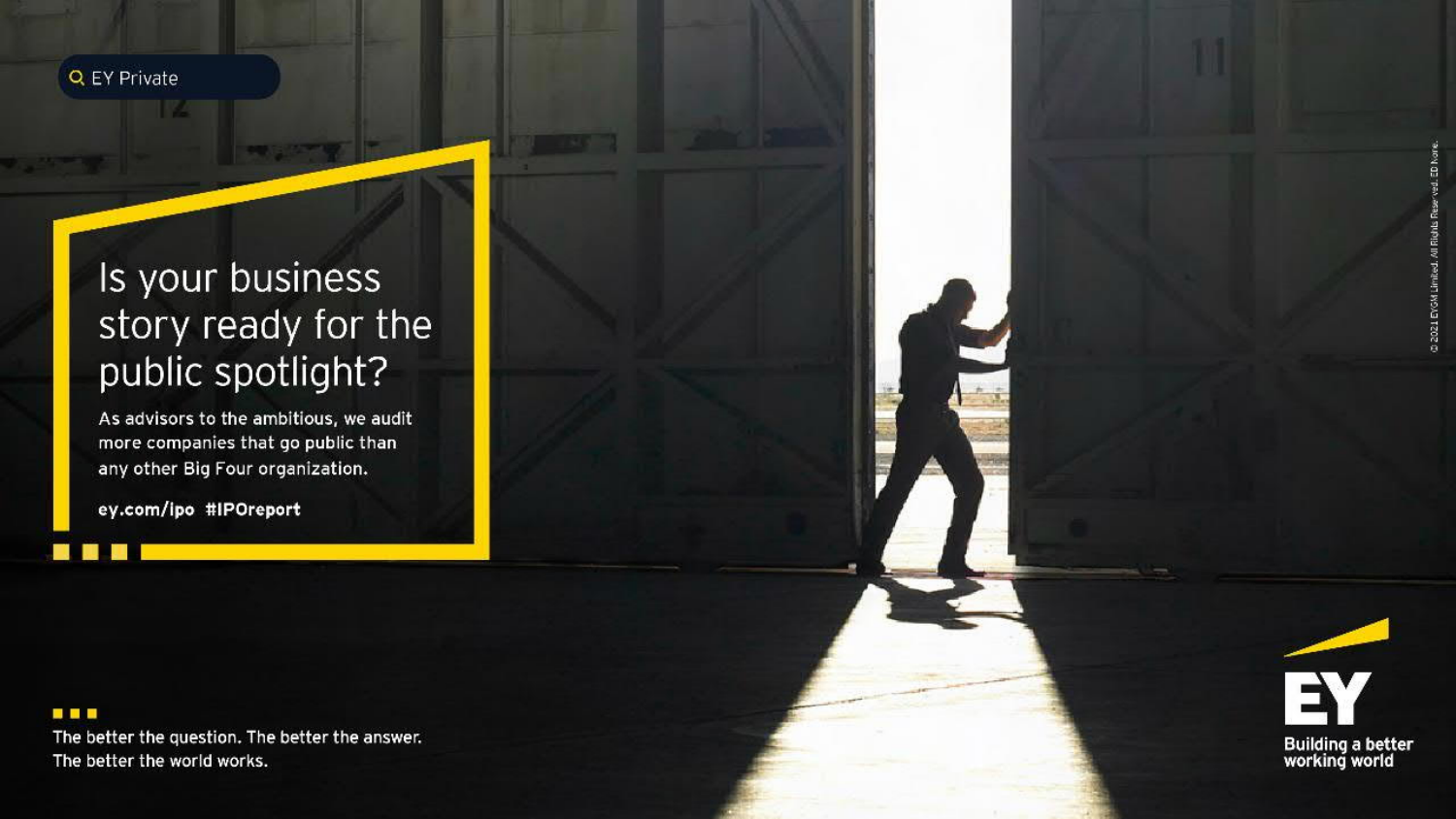EY Private

# Is your business story ready for the public spotlight?

As advisors to the ambitious, we audit more companies that go public than any other Big Four organization.

**ey.com/ipo #IPOreport**

The better the question. The better the answer.
The better the world works.

**EY**
**Building a better working world**

© 2021 EYGM Limited. All Rights Reserved. ED None.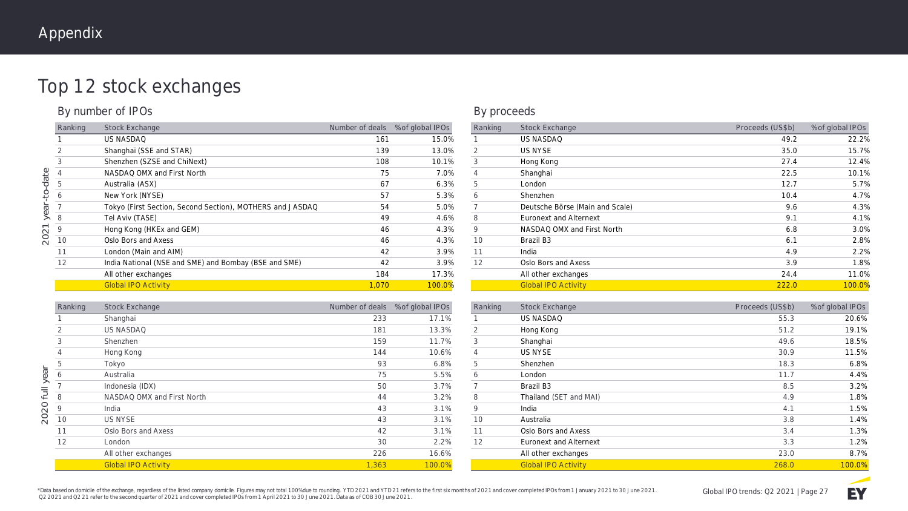# Appendix

## Top 12 stock exchanges

### By number of IPOs

**2021 year-to-date**

| Ranking | Stock Exchange | Number of deals | %of global IPOs |
|---|---|---|---|
| 1 | US NASDAQ | 161 | 15.0% |
| 2 | Shanghai (SSE and STAR) | 139 | 13.0% |
| 3 | Shenzhen (SZSE and ChiNext) | 108 | 10.1% |
| 4 | NASDAQ OMX and First North | 75 | 7.0% |
| 5 | Australia (ASX) | 67 | 6.3% |
| 6 | New York (NYSE) | 57 | 5.3% |
| 7 | Tokyo (First Section, Second Section), MOTHERS and JASDAQ | 54 | 5.0% |
| 8 | Tel Aviv (TASE) | 49 | 4.6% |
| 9 | Hong Kong (HKEx and GEM) | 46 | 4.3% |
| 10 | Oslo Bors and Axess | 46 | 4.3% |
| 11 | London (Main and AIM) | 42 | 3.9% |
| 12 | India National (NSE and SME) and Bombay (BSE and SME) | 42 | 3.9% |
| | All other exchanges | 184 | 17.3% |
| | Global IPO Activity | 1,070 | 100.0% |

**2020 full year**

| Ranking | Stock Exchange | Number of deals | %of global IPOs |
|---|---|---|---|
| 1 | Shanghai | 233 | 17.1% |
| 2 | US NASDAQ | 181 | 13.3% |
| 3 | Shenzhen | 159 | 11.7% |
| 4 | Hong Kong | 144 | 10.6% |
| 5 | Tokyo | 93 | 6.8% |
| 6 | Australia | 75 | 5.5% |
| 7 | Indonesia (IDX) | 50 | 3.7% |
| 8 | NASDAQ OMX and First North | 44 | 3.2% |
| 9 | India | 43 | 3.1% |
| 10 | US NYSE | 43 | 3.1% |
| 11 | Oslo Bors and Axess | 42 | 3.1% |
| 12 | London | 30 | 2.2% |
| | All other exchanges | 226 | 16.6% |
| | Global IPO Activity | 1,363 | 100.0% |

### By proceeds

**2021 year-to-date**

| Ranking | Stock Exchange | Proceeds (US$b) | %of global IPOs |
|---|---|---|---|
| 1 | US NASDAQ | 49.2 | 22.2% |
| 2 | US NYSE | 35.0 | 15.7% |
| 3 | Hong Kong | 27.4 | 12.4% |
| 4 | Shanghai | 22.5 | 10.1% |
| 5 | London | 12.7 | 5.7% |
| 6 | Shenzhen | 10.4 | 4.7% |
| 7 | Deutsche Börse (Main and Scale) | 9.6 | 4.3% |
| 8 | Euronext and Alternext | 9.1 | 4.1% |
| 9 | NASDAQ OMX and First North | 6.8 | 3.0% |
| 10 | Brazil B3 | 6.1 | 2.8% |
| 11 | India | 4.9 | 2.2% |
| 12 | Oslo Bors and Axess | 3.9 | 1.8% |
| | All other exchanges | 24.4 | 11.0% |
| | Global IPO Activity | 222.0 | 100.0% |

**2020 full year**

| Ranking | Stock Exchange | Proceeds (US$b) | %of global IPOs |
|---|---|---|---|
| 1 | US NASDAQ | 55.3 | 20.6% |
| 2 | Hong Kong | 51.2 | 19.1% |
| 3 | Shanghai | 49.6 | 18.5% |
| 4 | US NYSE | 30.9 | 11.5% |
| 5 | Shenzhen | 18.3 | 6.8% |
| 6 | London | 11.7 | 4.4% |
| 7 | Brazil B3 | 8.5 | 3.2% |
| 8 | Thailand (SET and MAI) | 4.9 | 1.8% |
| 9 | India | 4.1 | 1.5% |
| 10 | Australia | 3.8 | 1.4% |
| 11 | Oslo Bors and Axess | 3.4 | 1.3% |
| 12 | Euronext and Alternext | 3.3 | 1.2% |
| | All other exchanges | 23.0 | 8.7% |
| | Global IPO Activity | 268.0 | 100.0% |

*Data based on domicile of the exchange, regardless of the listed company domicile. Figures may not total 100% due to rounding. YTD 2021 and YTD 21 refers to the first six months of 2021 and cover completed IPOs from 1 January 2021 to 30 June 2021. Q2 2021 and Q2 21 refer to the second quarter of 2021 and cover completed IPOs from 1 April 2021 to 30 June 2021. Data as of COB 30 June 2021.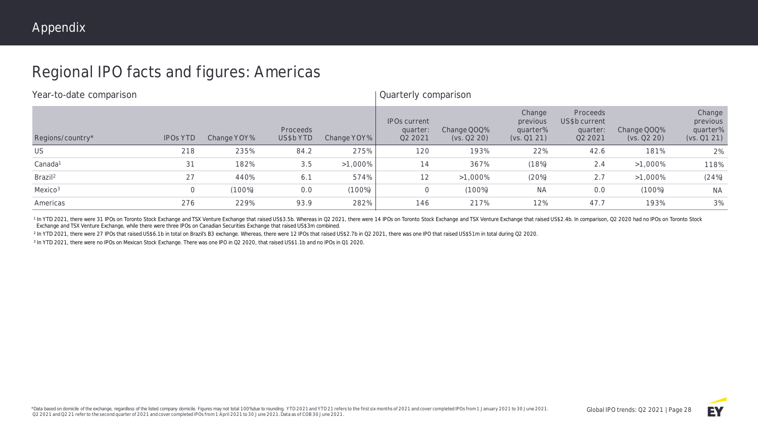Appendix

# Regional IPO facts and figures: Americas

| | Year-to-date comparison | | | | Quarterly comparison | | | | | |
|---|---|---|---|---|---|---|---|---|---|---|
| Regions/country* | IPOs YTD | Change YOY% | Proceeds US$b YTD | Change YOY% | IPOs current quarter: Q2 2021 | Change QOQ% (vs. Q2 20) | Change previous quarter% (vs. Q1 21) | Proceeds US$b current quarter: Q2 2021 | Change QOQ% (vs. Q2 20) | Change previous quarter% (vs. Q1 21) |
| US | 218 | 235% | 84.2 | 275% | 120 | 193% | 22% | 42.6 | 181% | 2% |
| Canada[1] | 31 | 182% | 3.5 | >1,000% | 14 | 367% | (18%) | 2.4 | >1,000% | 118% |
| Brazil[2] | 27 | 440% | 6.1 | 574% | 12 | >1,000% | (20%) | 2.7 | >1,000% | (24%) |
| Mexico[3] | 0 | (100%) | 0.0 | (100%) | 0 | (100%) | NA | 0.0 | (100%) | NA |
| Americas | 276 | 229% | 93.9 | 282% | 146 | 217% | 12% | 47.7 | 193% | 3% |

[1] In YTD 2021, there were 31 IPOs on Toronto Stock Exchange and TSX Venture Exchange that raised US$3.5b. Whereas in Q2 2021, there were 14 IPOs on Toronto Stock Exchange and TSX Venture Exchange that raised US$2.4b. In comparison, Q2 2020 had no IPOs on Toronto Stock Exchange and TSX Venture Exchange, while there were three IPOs on Canadian Securities Exchange that raised US$3m combined.

[2] In YTD 2021, there were 27 IPOs that raised US$6.1b in total on Brazil's B3 exchange. Whereas, there were 12 IPOs that raised US$2.7b in Q2 2021, there was one IPO that raised US$51m in total during Q2 2020.

[3] In YTD 2021, there were no IPOs on Mexican Stock Exchange. There was one IPO in Q2 2020, that raised US$1.1b and no IPOs in Q1 2020.

*Data based on domicile of the exchange, regardless of the listed company domicile. Figures may not total 100% due to rounding. YTD 2021 and YTD 21 refers to the first six months of 2021 and cover completed IPOs from 1 January 2021 to 30 June 2021. Q2 2021 and Q2 21 refer to the second quarter of 2021 and cover completed IPOs from 1 April 2021 to 30 June 2021. Data as of COB 30 June 2021.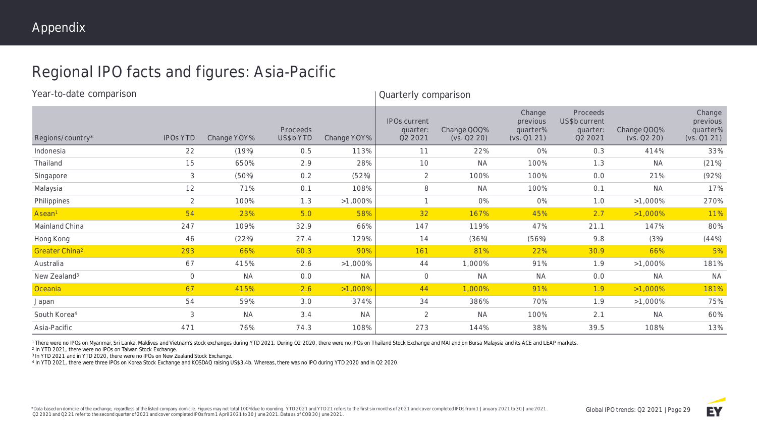# Appendix

## Regional IPO facts and figures: Asia-Pacific

| | Year-to-date comparison | | | | Quarterly comparison | | | | | |
|---|---|---|---|---|---|---|---|---|---|---|
| Regions/country* | IPOs YTD | Change YOY% | Proceeds US$b YTD | Change YOY% | IPOs current quarter: Q2 2021 | Change QOQ% (vs. Q2 20) | Change previous quarter% (vs. Q1 21) | Proceeds US$b current quarter: Q2 2021 | Change QOQ% (vs. Q2 20) | Change previous quarter% (vs. Q1 21) |
| Indonesia | 22 | (19%) | 0.5 | 113% | 11 | 22% | 0% | 0.3 | 414% | 33% |
| Thailand | 15 | 650% | 2.9 | 28% | 10 | NA | 100% | 1.3 | NA | (21%) |
| Singapore | 3 | (50%) | 0.2 | (52%) | 2 | 100% | 100% | 0.0 | 21% | (92%) |
| Malaysia | 12 | 71% | 0.1 | 108% | 8 | NA | 100% | 0.1 | NA | 17% |
| Philippines | 2 | 100% | 1.3 | >1,000% | 1 | 0% | 0% | 1.0 | >1,000% | 270% |
| Asean[1] | 54 | 23% | 5.0 | 58% | 32 | 167% | 45% | 2.7 | >1,000% | 11% |
| Mainland China | 247 | 109% | 32.9 | 66% | 147 | 119% | 47% | 21.1 | 147% | 80% |
| Hong Kong | 46 | (22%) | 27.4 | 129% | 14 | (36%) | (56%) | 9.8 | (3%) | (44%) |
| Greater China[2] | 293 | 66% | 60.3 | 90% | 161 | 81% | 22% | 30.9 | 66% | 5% |
| Australia | 67 | 415% | 2.6 | >1,000% | 44 | 1,000% | 91% | 1.9 | >1,000% | 181% |
| New Zealand[3] | 0 | NA | 0.0 | NA | 0 | NA | NA | 0.0 | NA | NA |
| Oceania | 67 | 415% | 2.6 | >1,000% | 44 | 1,000% | 91% | 1.9 | >1,000% | 181% |
| Japan | 54 | 59% | 3.0 | 374% | 34 | 386% | 70% | 1.9 | >1,000% | 75% |
| South Korea[4] | 3 | NA | 3.4 | NA | 2 | NA | 100% | 2.1 | NA | 60% |
| Asia-Pacific | 471 | 76% | 74.3 | 108% | 273 | 144% | 38% | 39.5 | 108% | 13% |

[1] There were no IPOs on Myanmar, Sri Lanka, Maldives and Vietnam's stock exchanges during YTD 2021. During Q2 2020, there were no IPOs on Thailand Stock Exchange and MAI and on Bursa Malaysia and its ACE and LEAP markets.

[2] In YTD 2021, there were no IPOs on Taiwan Stock Exchange.

[3] In YTD 2021 and in YTD 2020, there were no IPOs on New Zealand Stock Exchange.

[4] In YTD 2021, there were three IPOs on Korea Stock Exchange and KOSDAQ raising US$3.4b. Whereas, there was no IPO during YTD 2020 and in Q2 2020.

*Data based on domicile of the exchange, regardless of the listed company domicile. Figures may not total 100% due to rounding. YTD 2021 and YTD 21 refers to the first six months of 2021 and cover completed IPOs from 1 January 2021 to 30 June 2021. Q2 2021 and Q2 21 refer to the second quarter of 2021 and cover completed IPOs from 1 April 2021 to 30 June 2021. Data as of COB 30 June 2021.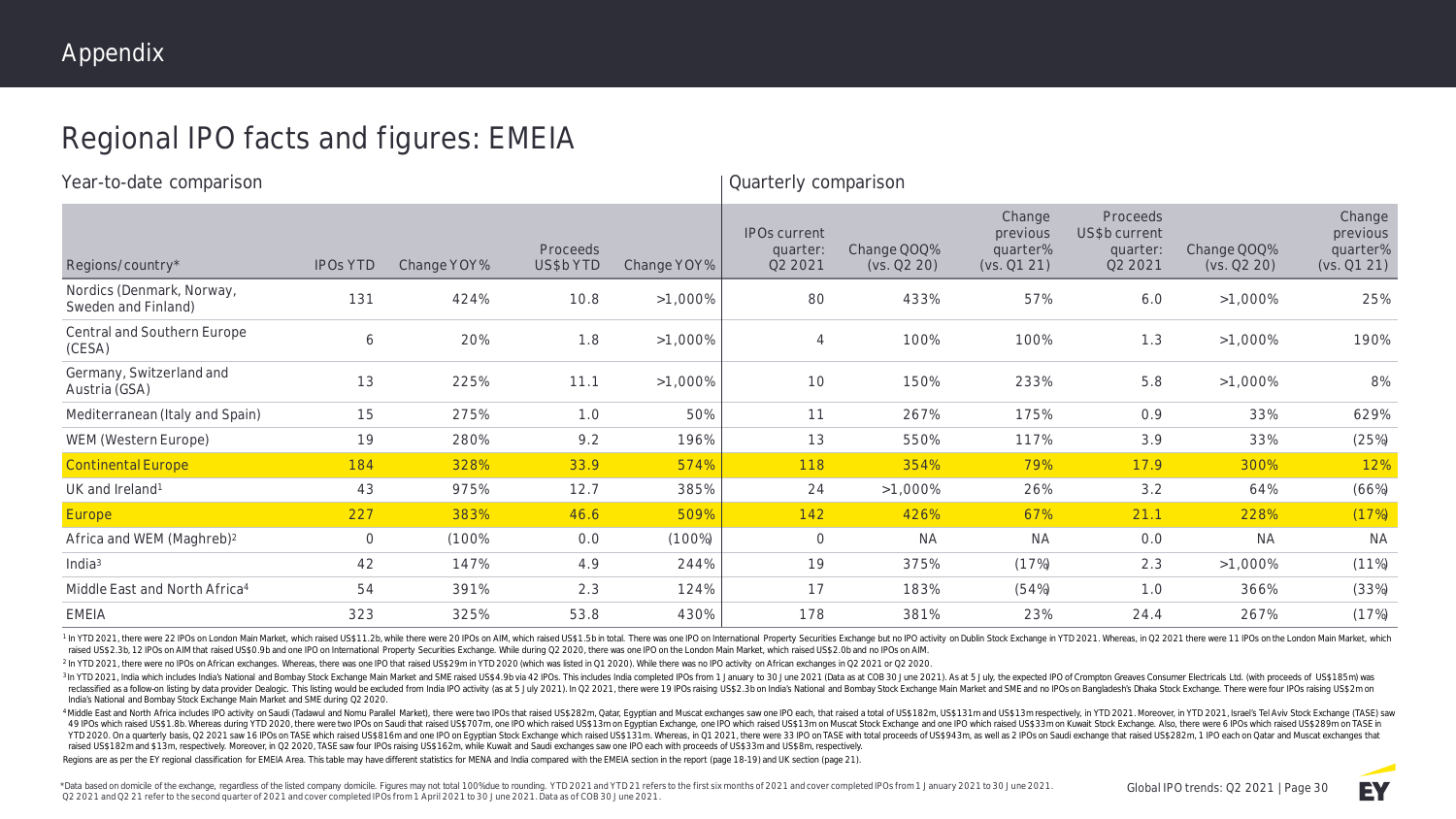# Regional IPO facts and figures: EMEIA

| | Year-to-date comparison | | | | Quarterly comparison | | | | | |
|---|---|---|---|---|---|---|---|---|---|---|
| Regions/country* | IPOs YTD | Change YOY% | Proceeds US$b YTD | Change YOY% | IPOs current quarter: Q2 2021 | Change QOQ% (vs. Q2 20) | Change previous quarter% (vs. Q1 21) | Proceeds US$b current quarter: Q2 2021 | Change QOQ% (vs. Q2 20) | Change previous quarter% (vs. Q1 21) |
| Nordics (Denmark, Norway, Sweden and Finland) | 131 | 424% | 10.8 | >1,000% | 80 | 433% | 57% | 6.0 | >1,000% | 25% |
| Central and Southern Europe (CESA) | 6 | 20% | 1.8 | >1,000% | 4 | 100% | 100% | 1.3 | >1,000% | 190% |
| Germany, Switzerland and Austria (GSA) | 13 | 225% | 11.1 | >1,000% | 10 | 150% | 233% | 5.8 | >1,000% | 8% |
| Mediterranean (Italy and Spain) | 15 | 275% | 1.0 | 50% | 11 | 267% | 175% | 0.9 | 33% | 629% |
| WEM (Western Europe) | 19 | 280% | 9.2 | 196% | 13 | 550% | 117% | 3.9 | 33% | (25%) |
| **Continental Europe** | **184** | **328%** | **33.9** | **574%** | **118** | **354%** | **79%** | **17.9** | **300%** | **12%** |
| UK and Ireland[1] | 43 | 975% | 12.7 | 385% | 24 | >1,000% | 26% | 3.2 | 64% | (66%) |
| **Europe** | **227** | **383%** | **46.6** | **509%** | **142** | **426%** | **67%** | **21.1** | **228%** | **(17%)** |
| Africa and WEM (Maghreb)[2] | 0 | (100% | 0.0 | (100%) | 0 | NA | NA | 0.0 | NA | NA |
| India[3] | 42 | 147% | 4.9 | 244% | 19 | 375% | (17%) | 2.3 | >1,000% | (11%) |
| Middle East and North Africa[4] | 54 | 391% | 2.3 | 124% | 17 | 183% | (54%) | 1.0 | 366% | (33%) |
| EMEIA | 323 | 325% | 53.8 | 430% | 178 | 381% | 23% | 24.4 | 267% | (17%) |

[1] In YTD 2021, there were 22 IPOs on London Main Market, which raised US$11.2b, while there were 20 IPOs on AIM, which raised US$1.5b in total. There was one IPO on International Property Securities Exchange but no IPO activity on Dublin Stock Exchange in YTD 2021. Whereas, in Q2 2021 there were 11 IPOs on the London Main Market, which raised US$2.3b, 12 IPOs on AIM that raised US$0.9b and one IPO on International Property Securities Exchange. While during Q2 2020, there was one IPO on the London Main Market, which raised US$2.0b and no IPOs on AIM.

[2] In YTD 2021, there were no IPOs on African exchanges. Whereas, there was one IPO that raised US$29m in YTD 2020 (which was listed in Q1 2020). While there was no IPO activity on African exchanges in Q2 2021 or Q2 2020.

[3] In YTD 2021, India which includes India's National and Bombay Stock Exchange Main Market and SME raised US$4.9b via 42 IPOs. This includes India completed IPOs from 1 January to 30 June 2021 (Data as at COB 30 June 2021). As at 5 July, the expected IPO of Crompton Greaves Consumer Electricals Ltd. (with proceeds of US$185m) was reclassified as a follow-on listing by data provider Dealogic. This listing would be excluded from India IPO activity (as at 5 July 2021). In Q2 2021, there were 19 IPOs raising US$2.3b on India's National and Bombay Stock Exchange Main Market and SME and no IPOs on Bangladesh's Dhaka Stock Exchange. There were four IPOs raising US$2m on India's National and Bombay Stock Exchange Main Market and SME during Q2 2020.

[4] Middle East and North Africa includes IPO activity on Saudi (Tadawul and Nomu Parallel Market), there were two IPOs that raised US$282m, Qatar, Egyptian and Muscat exchanges saw one IPO each, that raised a total of US$182m, US$131m and US$13m respectively, in YTD 2021. Moreover, in YTD 2021, Israel's Tel Aviv Stock Exchange (TASE) saw 49 IPOs which raised US$1.8b. Whereas during YTD 2020, there were two IPOs on Saudi that raised US$707m, one IPO which raised US$13m on Egyptian Exchange, one IPO which raised US$13m on Muscat Stock Exchange and one IPO which raised US$33m on Kuwait Stock Exchange. Also, there were 6 IPOs which raised US$289m on TASE in YTD 2020. On a quarterly basis, Q2 2021 saw 16 IPOs on TASE which raised US$816m and one IPO on Egyptian Stock Exchange which raised US$131m. Whereas, in Q1 2021, there were 33 IPO on TASE with total proceeds of US$943m, as well as 2 IPOs on Saudi exchange that raised US$282m, 1 IPO each on Qatar and Muscat exchanges that raised US$182m and $13m, respectively. Moreover, in Q2 2020, TASE saw four IPOs raising US$162m, while Kuwait and Saudi exchanges saw one IPO each with proceeds of US$33m and US$8m, respectively.

Regions are as per the EY regional classification for EMEIA Area. This table may have different statistics for MENA and India compared with the EMEIA section in the report (page 18-19) and UK section (page 21).

*Data based on domicile of the exchange, regardless of the listed company domicile. Figures may not total 100% due to rounding. YTD 2021 and YTD 21 refers to the first six months of 2021 and cover completed IPOs from 1 January 2021 to 30 June 2021. Q2 2021 and Q2 21 refer to the second quarter of 2021 and cover completed IPOs from 1 April 2021 to 30 June 2021. Data as of COB 30 June 2021.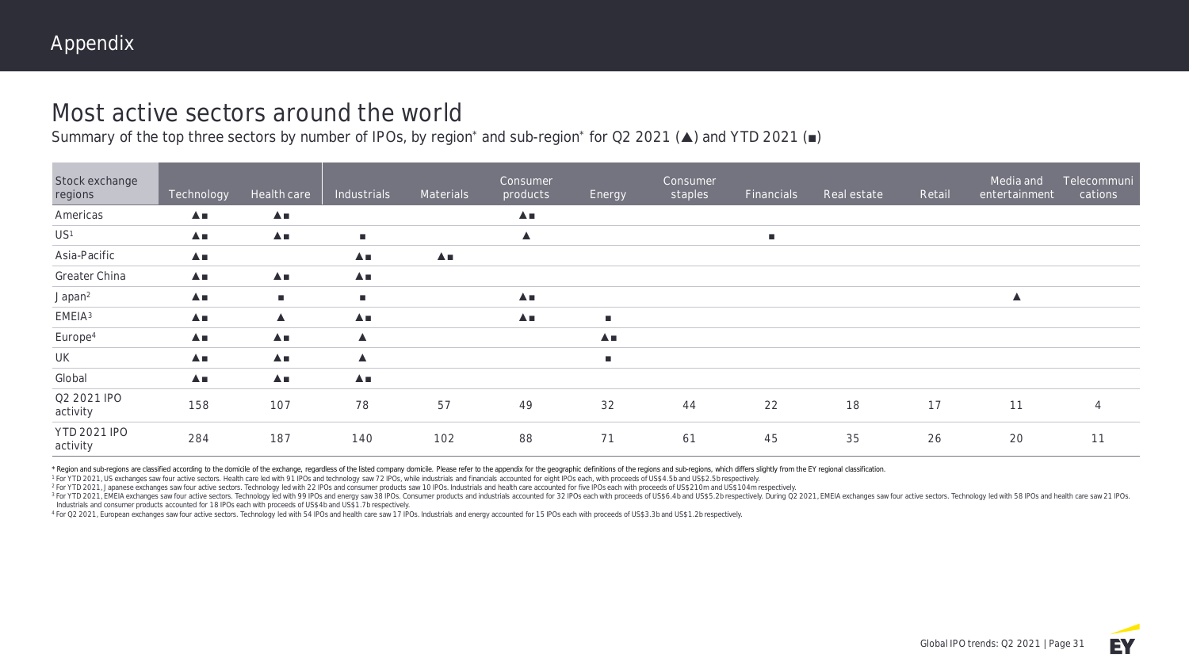# Appendix

## Most active sectors around the world

Summary of the top three sectors by number of IPOs, by region* and sub-region* for Q2 2021 (▲) and YTD 2021 (■)

| Stock exchange regions | Technology | Health care | Industrials | Materials | Consumer products | Energy | Consumer staples | Financials | Real estate | Retail | Media and entertainment | Telecommunications |
|---|---|---|---|---|---|---|---|---|---|---|---|---|
| Americas | ▲■ | ▲■ | | | ▲■ | | | | | | | |
| US[1] | ▲■ | ▲■ | ■ | | ▲ | | | ■ | | | | |
| Asia-Pacific | ▲■ | | ▲■ | ▲■ | | | | | | | | |
| Greater China | ▲■ | ▲■ | ▲■ | | | | | | | | | |
| Japan[2] | ▲■ | ■ | ■ | | ▲■ | | | | | | ▲ | |
| EMEIA[3] | ▲■ | ▲ | ▲■ | | ▲■ | ■ | | | | | | |
| Europe[4] | ▲■ | ▲■ | ▲ | | | ▲■ | | | | | | |
| UK | ▲■ | ▲■ | ▲ | | | ■ | | | | | | |
| Global | ▲■ | ▲■ | ▲■ | | | | | | | | | |
| Q2 2021 IPO activity | 158 | 107 | 78 | 57 | 49 | 32 | 44 | 22 | 18 | 17 | 11 | 4 |
| YTD 2021 IPO activity | 284 | 187 | 140 | 102 | 88 | 71 | 61 | 45 | 35 | 26 | 20 | 11 |

\* Region and sub-regions are classified according to the domicile of the exchange, regardless of the listed company domicile. Please refer to the appendix for the geographic definitions of the regions and sub-regions, which differs slightly from the EY regional classification.

[1] For YTD 2021, US exchanges saw four active sectors. Health care led with 91 IPOs and technology saw 72 IPOs, while industrials and financials accounted for eight IPOs each, with proceeds of US$4.5b and US$2.5b respectively.

[2] For YTD 2021, Japanese exchanges saw four active sectors. Technology led with 22 IPOs and consumer products saw 10 IPOs. Industrials and health care accounted for five IPOs each with proceeds of US$210m and US$104m respectively.

[3] For YTD 2021, EMEIA exchanges saw four active sectors. Technology led with 99 IPOs and energy saw 38 IPOs. Consumer products and industrials accounted for 32 IPOs each with proceeds of US$6.4b and US$5.2b respectively. During Q2 2021, EMEIA exchanges saw four active sectors. Technology led with 58 IPOs and health care saw 21 IPOs. Industrials and consumer products accounted for 18 IPOs each with proceeds of US$4b and US$1.7b respectively.

[4] For Q2 2021, European exchanges saw four active sectors. Technology led with 54 IPOs and health care saw 17 IPOs. Industrials and energy accounted for 15 IPOs each with proceeds of US$3.3b and US$1.2b respectively.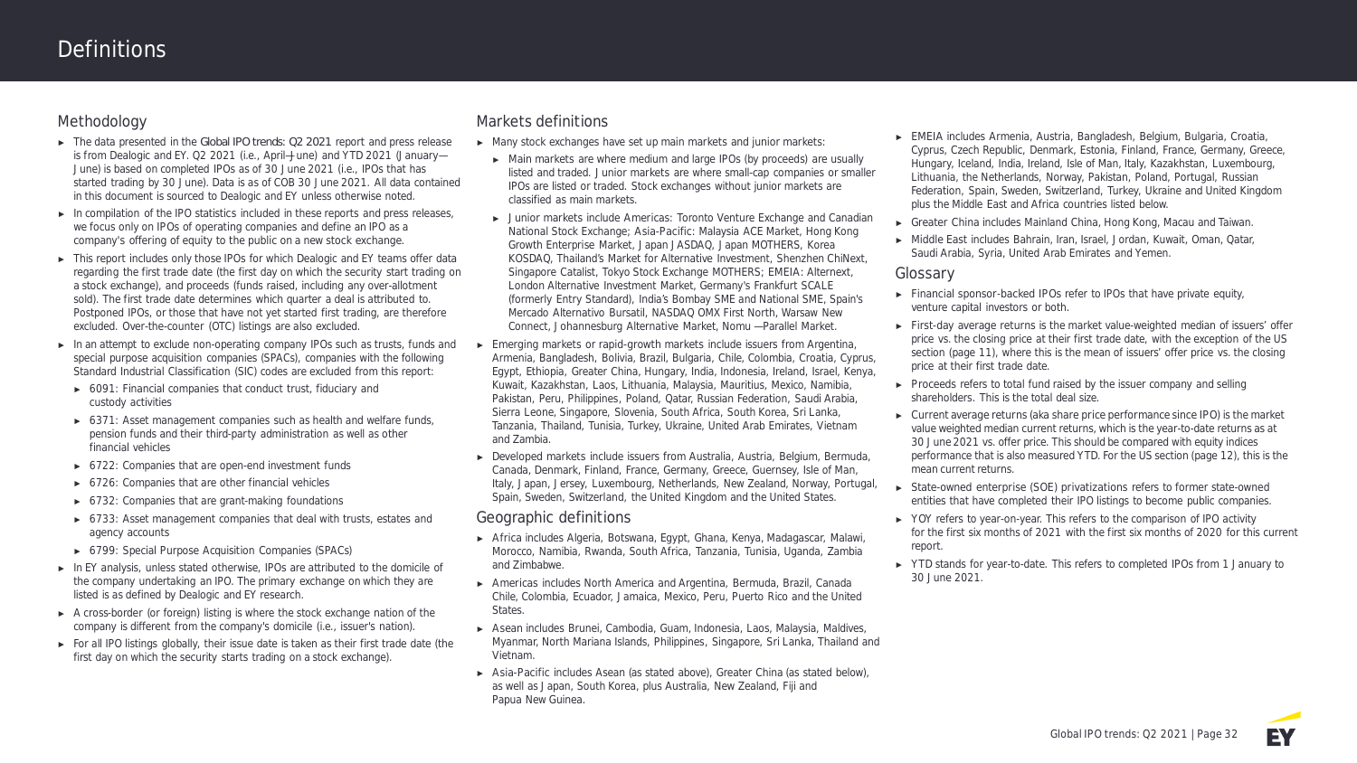# Definitions

## Methodology

- The data presented in the *Global IPO trends: Q2 2021* report and press release is from Dealogic and EY. Q2 2021 (i.e., April–June) and YTD 2021 (January—June) is based on completed IPOs as of 30 June 2021 (i.e., IPOs that has started trading by 30 June). Data is as of COB 30 June 2021. All data contained in this document is sourced to Dealogic and EY unless otherwise noted.
- In compilation of the IPO statistics included in these reports and press releases, we focus only on IPOs of operating companies and define an IPO as a company's offering of equity to the public on a new stock exchange.
- This report includes only those IPOs for which Dealogic and EY teams offer data regarding the first trade date (the first day on which the security start trading on a stock exchange), and proceeds (funds raised, including any over-allotment sold). The first trade date determines which quarter a deal is attributed to. Postponed IPOs, or those that have not yet started first trading, are therefore excluded. Over-the-counter (OTC) listings are also excluded.
- In an attempt to exclude non-operating company IPOs such as trusts, funds and special purpose acquisition companies (SPACs), companies with the following Standard Industrial Classification (SIC) codes are excluded from this report:
  - 6091: Financial companies that conduct trust, fiduciary and custody activities
  - 6371: Asset management companies such as health and welfare funds, pension funds and their third-party administration as well as other financial vehicles
  - 6722: Companies that are open-end investment funds
  - 6726: Companies that are other financial vehicles
  - 6732: Companies that are grant-making foundations
  - 6733: Asset management companies that deal with trusts, estates and agency accounts
  - 6799: Special Purpose Acquisition Companies (SPACs)
- In EY analysis, unless stated otherwise, IPOs are attributed to the domicile of the company undertaking an IPO. The primary exchange on which they are listed is as defined by Dealogic and EY research.
- A cross-border (or foreign) listing is where the stock exchange nation of the company is different from the company's domicile (i.e., issuer's nation).
- For all IPO listings globally, their issue date is taken as their first trade date (the first day on which the security starts trading on a stock exchange).

## Markets definitions

- Many stock exchanges have set up main markets and junior markets:
  - Main markets are where medium and large IPOs (by proceeds) are usually listed and traded. Junior markets are where small-cap companies or smaller IPOs are listed or traded. Stock exchanges without junior markets are classified as main markets.
  - Junior markets include Americas: Toronto Venture Exchange and Canadian National Stock Exchange; Asia-Pacific: Malaysia ACE Market, Hong Kong Growth Enterprise Market, Japan JASDAQ, Japan MOTHERS, Korea KOSDAQ, Thailand's Market for Alternative Investment, Shenzhen ChiNext, Singapore Catalist, Tokyo Stock Exchange MOTHERS; EMEIA: Alternext, London Alternative Investment Market, Germany's Frankfurt SCALE (formerly Entry Standard), India's Bombay SME and National SME, Spain's Mercado Alternativo Bursatil, NASDAQ OMX First North, Warsaw New Connect, Johannesburg Alternative Market, Nomu —Parallel Market.
- Emerging markets or rapid-growth markets include issuers from Argentina, Armenia, Bangladesh, Bolivia, Brazil, Bulgaria, Chile, Colombia, Croatia, Cyprus, Egypt, Ethiopia, Greater China, Hungary, India, Indonesia, Ireland, Israel, Kenya, Kuwait, Kazakhstan, Laos, Lithuania, Malaysia, Mauritius, Mexico, Namibia, Pakistan, Peru, Philippines, Poland, Qatar, Russian Federation, Saudi Arabia, Sierra Leone, Singapore, Slovenia, South Africa, South Korea, Sri Lanka, Tanzania, Thailand, Tunisia, Turkey, Ukraine, United Arab Emirates, Vietnam and Zambia.
- Developed markets include issuers from Australia, Austria, Belgium, Bermuda, Canada, Denmark, Finland, France, Germany, Greece, Guernsey, Isle of Man, Italy, Japan, Jersey, Luxembourg, Netherlands, New Zealand, Norway, Portugal, Spain, Sweden, Switzerland, the United Kingdom and the United States.

## Geographic definitions

- Africa includes Algeria, Botswana, Egypt, Ghana, Kenya, Madagascar, Malawi, Morocco, Namibia, Rwanda, South Africa, Tanzania, Tunisia, Uganda, Zambia and Zimbabwe.
- Americas includes North America and Argentina, Bermuda, Brazil, Canada Chile, Colombia, Ecuador, Jamaica, Mexico, Peru, Puerto Rico and the United States.
- Asean includes Brunei, Cambodia, Guam, Indonesia, Laos, Malaysia, Maldives, Myanmar, North Mariana Islands, Philippines, Singapore, Sri Lanka, Thailand and Vietnam.
- Asia-Pacific includes Asean (as stated above), Greater China (as stated below), as well as Japan, South Korea, plus Australia, New Zealand, Fiji and Papua New Guinea.
- EMEIA includes Armenia, Austria, Bangladesh, Belgium, Bulgaria, Croatia, Cyprus, Czech Republic, Denmark, Estonia, Finland, France, Germany, Greece, Hungary, Iceland, India, Ireland, Isle of Man, Italy, Kazakhstan, Luxembourg, Lithuania, the Netherlands, Norway, Pakistan, Poland, Portugal, Russian Federation, Spain, Sweden, Switzerland, Turkey, Ukraine and United Kingdom plus the Middle East and Africa countries listed below.
- Greater China includes Mainland China, Hong Kong, Macau and Taiwan.
- Middle East includes Bahrain, Iran, Israel, Jordan, Kuwait, Oman, Qatar, Saudi Arabia, Syria, United Arab Emirates and Yemen.

## Glossary

- Financial sponsor-backed IPOs refer to IPOs that have private equity, venture capital investors or both.
- First-day average returns is the market value-weighted median of issuers' offer price vs. the closing price at their first trade date, with the exception of the US section (page 11), where this is the mean of issuers' offer price vs. the closing price at their first trade date.
- Proceeds refers to total fund raised by the issuer company and selling shareholders. This is the total deal size.
- Current average returns (aka share price performance since IPO) is the market value weighted median current returns, which is the year-to-date returns as at 30 June 2021 vs. offer price. This should be compared with equity indices performance that is also measured YTD. For the US section (page 12), this is the mean current returns.
- State-owned enterprise (SOE) privatizations refers to former state-owned entities that have completed their IPO listings to become public companies.
- YOY refers to year-on-year. This refers to the comparison of IPO activity for the first six months of 2021 with the first six months of 2020 for this current report.
- YTD stands for year-to-date. This refers to completed IPOs from 1 January to 30 June 2021.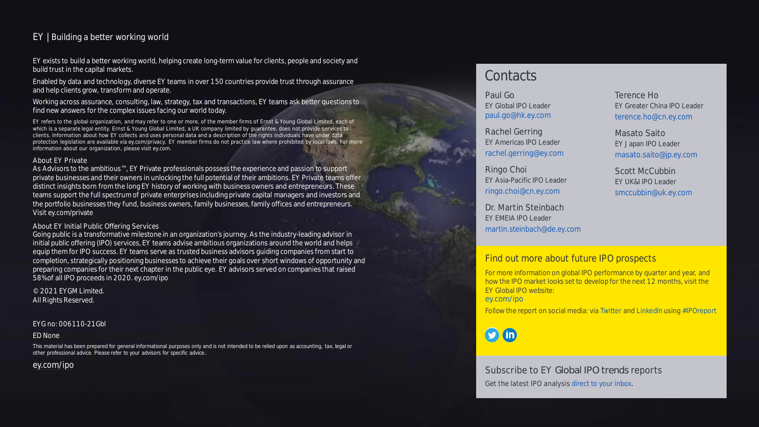EY | Building a better working world

EY exists to build a better working world, helping create long-term value for clients, people and society and build trust in the capital markets.

Enabled by data and technology, diverse EY teams in over 150 countries provide trust through assurance and help clients grow, transform and operate.

Working across assurance, consulting, law, strategy, tax and transactions, EY teams ask better questions to find new answers for the complex issues facing our world today.

EY refers to the global organization, and may refer to one or more, of the member firms of Ernst & Young Global Limited, each of which is a separate legal entity. Ernst & Young Global Limited, a UK company limited by guarantee, does not provide services to clients. Information about how EY collects and uses personal data and a description of the rights individuals have under data protection legislation are available via ey.com/privacy. EY member firms do not practice law where prohibited by local laws. For more information about our organization, please visit ey.com.

About EY Private
As Advisors to the ambitious™, EY Private professionals possess the experience and passion to support private businesses and their owners in unlocking the full potential of their ambitions. EY Private teams offer distinct insights born from the long EY history of working with business owners and entrepreneurs. These teams support the full spectrum of private enterprises including private capital managers and investors and the portfolio businesses they fund, business owners, family businesses, family offices and entrepreneurs. Visit ey.com/private

About EY Initial Public Offering Services
Going public is a transformative milestone in an organization's journey. As the industry-leading advisor in initial public offering (IPO) services, EY teams advise ambitious organizations around the world and helps equip them for IPO success. EY teams serve as trusted business advisors guiding companies from start to completion, strategically positioning businesses to achieve their goals over short windows of opportunity and preparing companies for their next chapter in the public eye. EY advisors served on companies that raised 58% of all IPO proceeds in 2020. ey.com/ipo

© 2021 EYGM Limited.
All Rights Reserved.

EYG no: 006110-21Gbl

ED None

This material has been prepared for general informational purposes only and is not intended to be relied upon as accounting, tax, legal or other professional advice. Please refer to your advisors for specific advice..

ey.com/ipo

## Contacts

Paul Go
EY Global IPO Leader
paul.go@hk.ey.com

Rachel Gerring
EY Americas IPO Leader
rachel.gerring@ey.com

Ringo Choi
EY Asia-Pacific IPO Leader
ringo.choi@cn.ey.com

Dr. Martin Steinbach
EY EMEIA IPO Leader
martin.steinbach@de.ey.com

Terence Ho
EY Greater China IPO Leader
terence.ho@cn.ey.com

Masato Saito
EY Japan IPO Leader
masato.saito@jp.ey.com

Scott McCubbin
EY UK&I IPO Leader
smccubbin@uk.ey.com

### Find out more about future IPO prospects

For more information on global IPO performance by quarter and year, and how the IPO market looks set to develop for the next 12 months, visit the EY Global IPO website:
ey.com/ipo

Follow the report on social media: via Twitter and LinkedIn using #IPOreport

### Subscribe to EY Global IPO trends reports

Get the latest IPO analysis direct to your inbox.